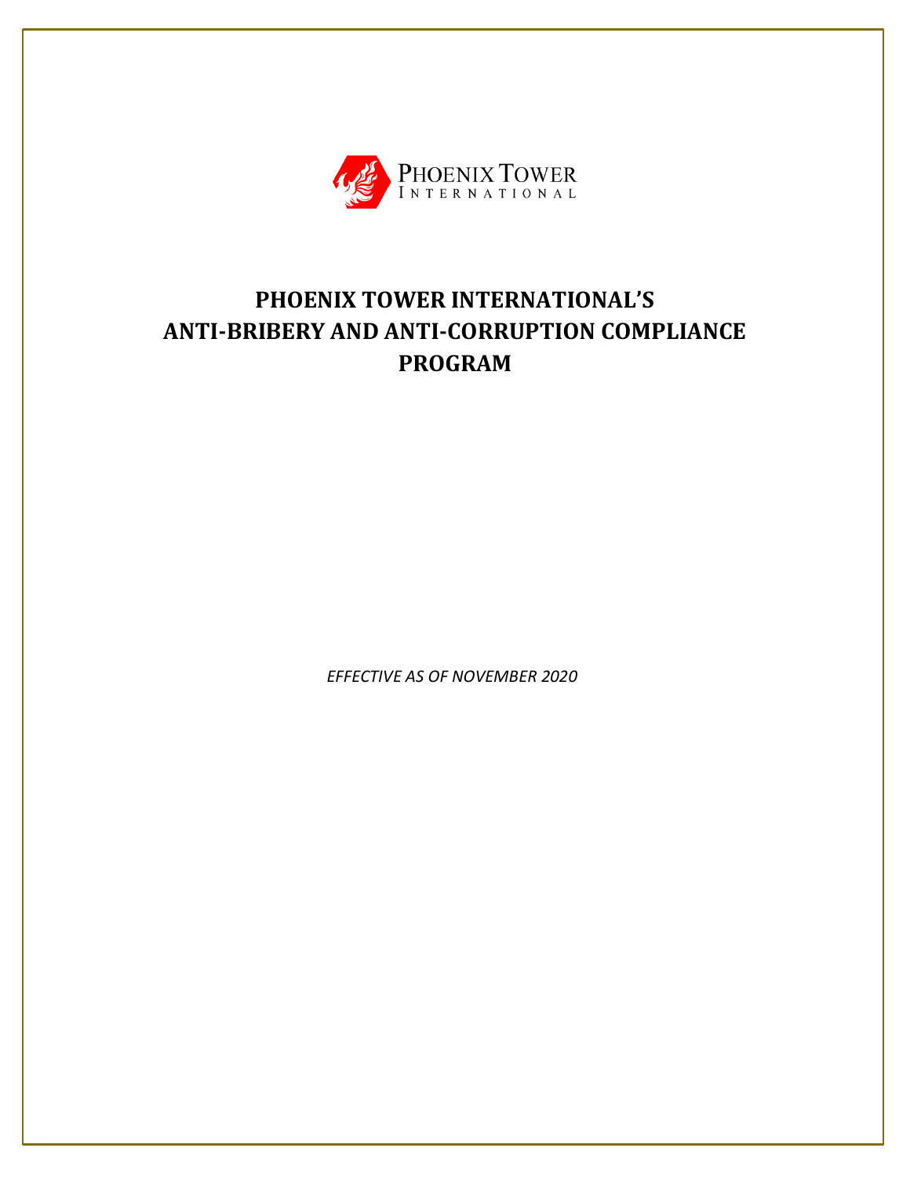PHOENIX TOWER
INTERNATIONAL

# PHOENIX TOWER INTERNATIONAL'S ANTI-BRIBERY AND ANTI-CORRUPTION COMPLIANCE PROGRAM

*EFFECTIVE AS OF NOVEMBER 2020*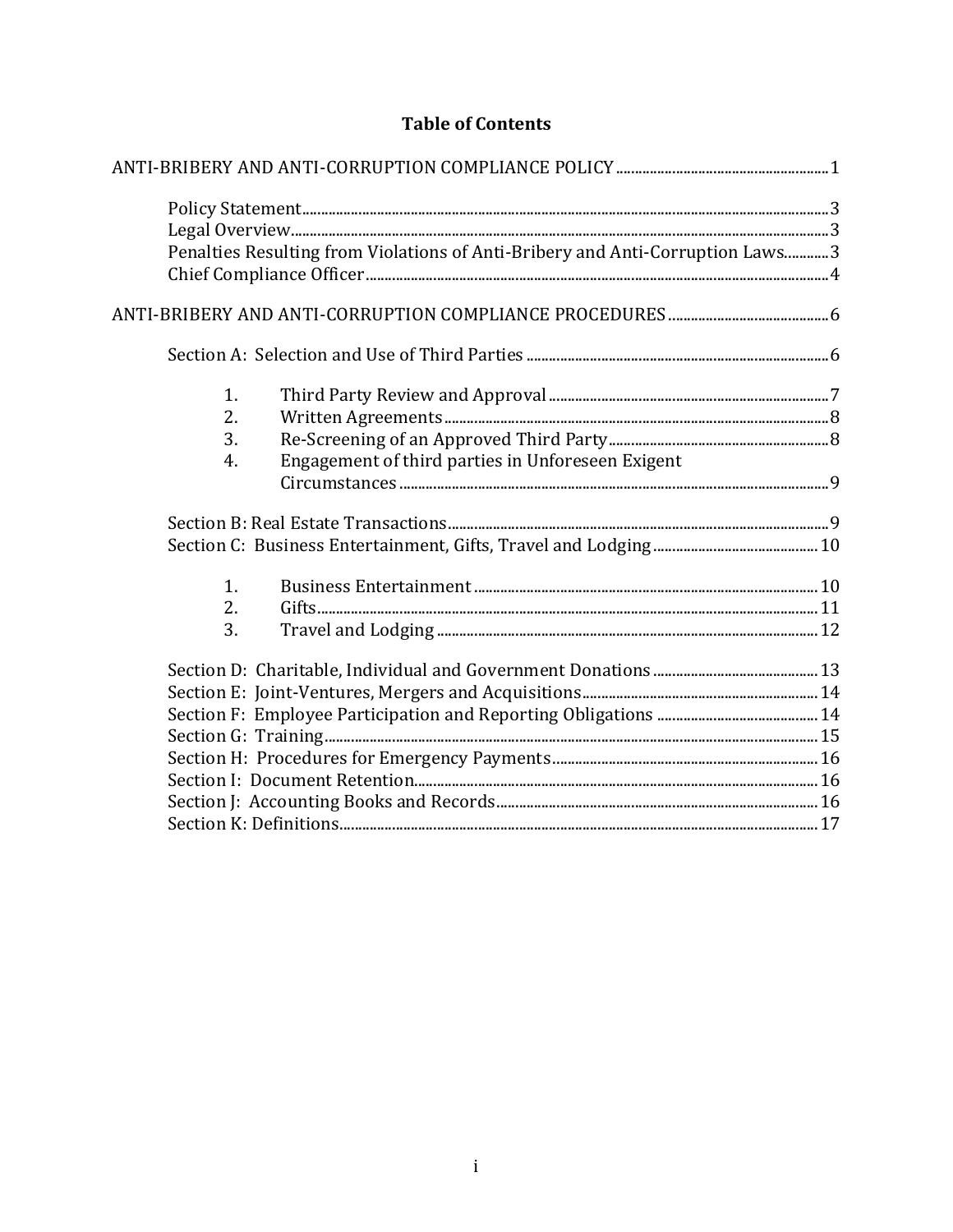# Table of Contents

ANTI-BRIBERY AND ANTI-CORRUPTION COMPLIANCE POLICY ........ 1

- Policy Statement ........ 3
- Legal Overview ........ 3
- Penalties Resulting from Violations of Anti-Bribery and Anti-Corruption Laws ........ 3
- Chief Compliance Officer ........ 4

ANTI-BRIBERY AND ANTI-CORRUPTION COMPLIANCE PROCEDURES ........ 6

- Section A: Selection and Use of Third Parties ........ 6
  1. Third Party Review and Approval ........ 7
  2. Written Agreements ........ 8
  3. Re-Screening of an Approved Third Party ........ 8
  4. Engagement of third parties in Unforeseen Exigent Circumstances ........ 9
- Section B: Real Estate Transactions ........ 9
- Section C: Business Entertainment, Gifts, Travel and Lodging ........ 10
  1. Business Entertainment ........ 10
  2. Gifts ........ 11
  3. Travel and Lodging ........ 12
- Section D: Charitable, Individual and Government Donations ........ 13
- Section E: Joint-Ventures, Mergers and Acquisitions ........ 14
- Section F: Employee Participation and Reporting Obligations ........ 14
- Section G: Training ........ 15
- Section H: Procedures for Emergency Payments ........ 16
- Section I: Document Retention ........ 16
- Section J: Accounting Books and Records ........ 16
- Section K: Definitions ........ 17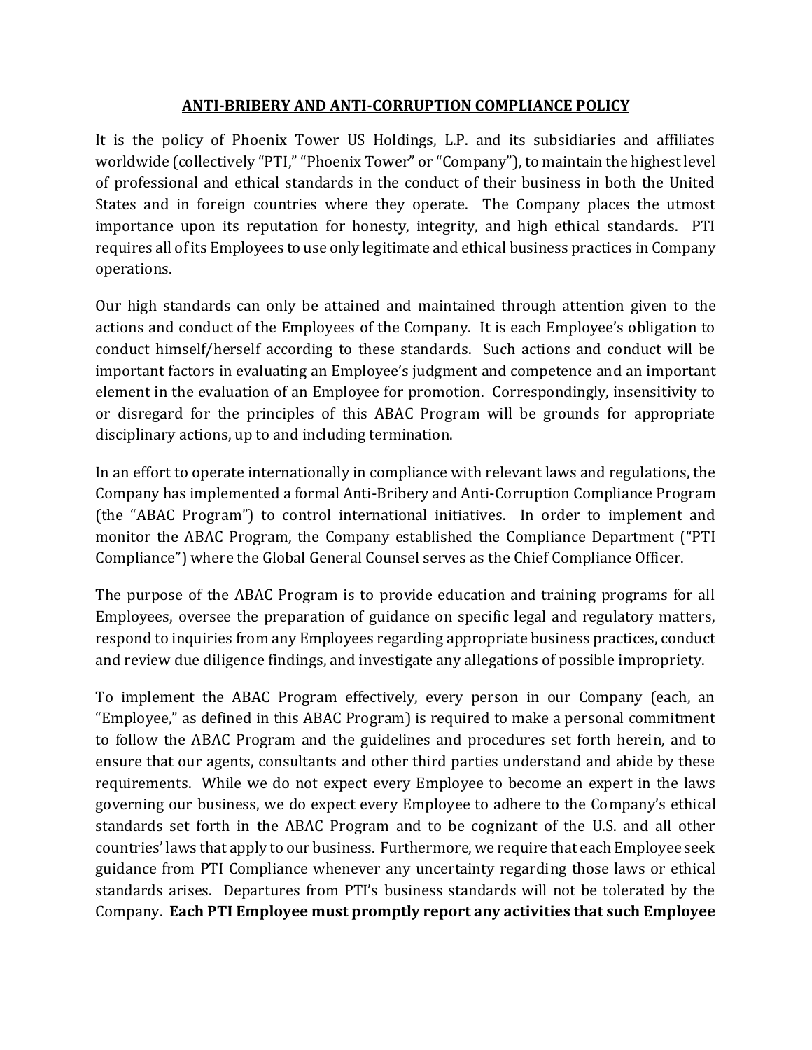## ANTI-BRIBERY AND ANTI-CORRUPTION COMPLIANCE POLICY

It is the policy of Phoenix Tower US Holdings, L.P. and its subsidiaries and affiliates worldwide (collectively "PTI," "Phoenix Tower" or "Company"), to maintain the highest level of professional and ethical standards in the conduct of their business in both the United States and in foreign countries where they operate. The Company places the utmost importance upon its reputation for honesty, integrity, and high ethical standards. PTI requires all of its Employees to use only legitimate and ethical business practices in Company operations.

Our high standards can only be attained and maintained through attention given to the actions and conduct of the Employees of the Company. It is each Employee's obligation to conduct himself/herself according to these standards. Such actions and conduct will be important factors in evaluating an Employee's judgment and competence and an important element in the evaluation of an Employee for promotion. Correspondingly, insensitivity to or disregard for the principles of this ABAC Program will be grounds for appropriate disciplinary actions, up to and including termination.

In an effort to operate internationally in compliance with relevant laws and regulations, the Company has implemented a formal Anti-Bribery and Anti-Corruption Compliance Program (the "ABAC Program") to control international initiatives. In order to implement and monitor the ABAC Program, the Company established the Compliance Department ("PTI Compliance") where the Global General Counsel serves as the Chief Compliance Officer.

The purpose of the ABAC Program is to provide education and training programs for all Employees, oversee the preparation of guidance on specific legal and regulatory matters, respond to inquiries from any Employees regarding appropriate business practices, conduct and review due diligence findings, and investigate any allegations of possible impropriety.

To implement the ABAC Program effectively, every person in our Company (each, an "Employee," as defined in this ABAC Program) is required to make a personal commitment to follow the ABAC Program and the guidelines and procedures set forth herein, and to ensure that our agents, consultants and other third parties understand and abide by these requirements. While we do not expect every Employee to become an expert in the laws governing our business, we do expect every Employee to adhere to the Company's ethical standards set forth in the ABAC Program and to be cognizant of the U.S. and all other countries' laws that apply to our business. Furthermore, we require that each Employee seek guidance from PTI Compliance whenever any uncertainty regarding those laws or ethical standards arises. Departures from PTI's business standards will not be tolerated by the Company. **Each PTI Employee must promptly report any activities that such Employee**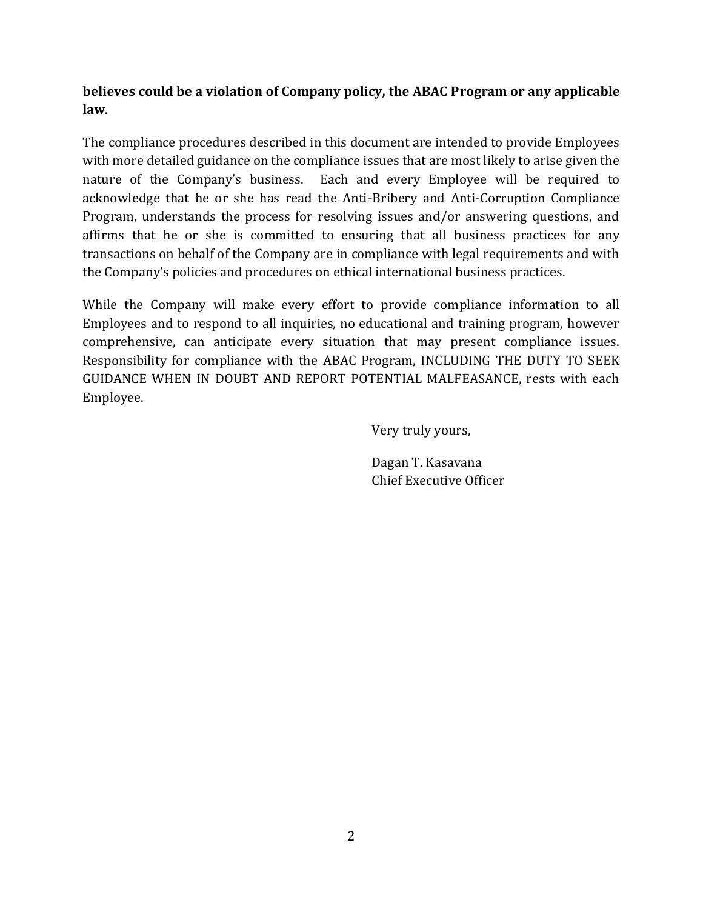**believes could be a violation of Company policy, the ABAC Program or any applicable law**.

The compliance procedures described in this document are intended to provide Employees with more detailed guidance on the compliance issues that are most likely to arise given the nature of the Company's business. Each and every Employee will be required to acknowledge that he or she has read the Anti-Bribery and Anti-Corruption Compliance Program, understands the process for resolving issues and/or answering questions, and affirms that he or she is committed to ensuring that all business practices for any transactions on behalf of the Company are in compliance with legal requirements and with the Company's policies and procedures on ethical international business practices.

While the Company will make every effort to provide compliance information to all Employees and to respond to all inquiries, no educational and training program, however comprehensive, can anticipate every situation that may present compliance issues. Responsibility for compliance with the ABAC Program, INCLUDING THE DUTY TO SEEK GUIDANCE WHEN IN DOUBT AND REPORT POTENTIAL MALFEASANCE, rests with each Employee.

Very truly yours,

Dagan T. Kasavana
Chief Executive Officer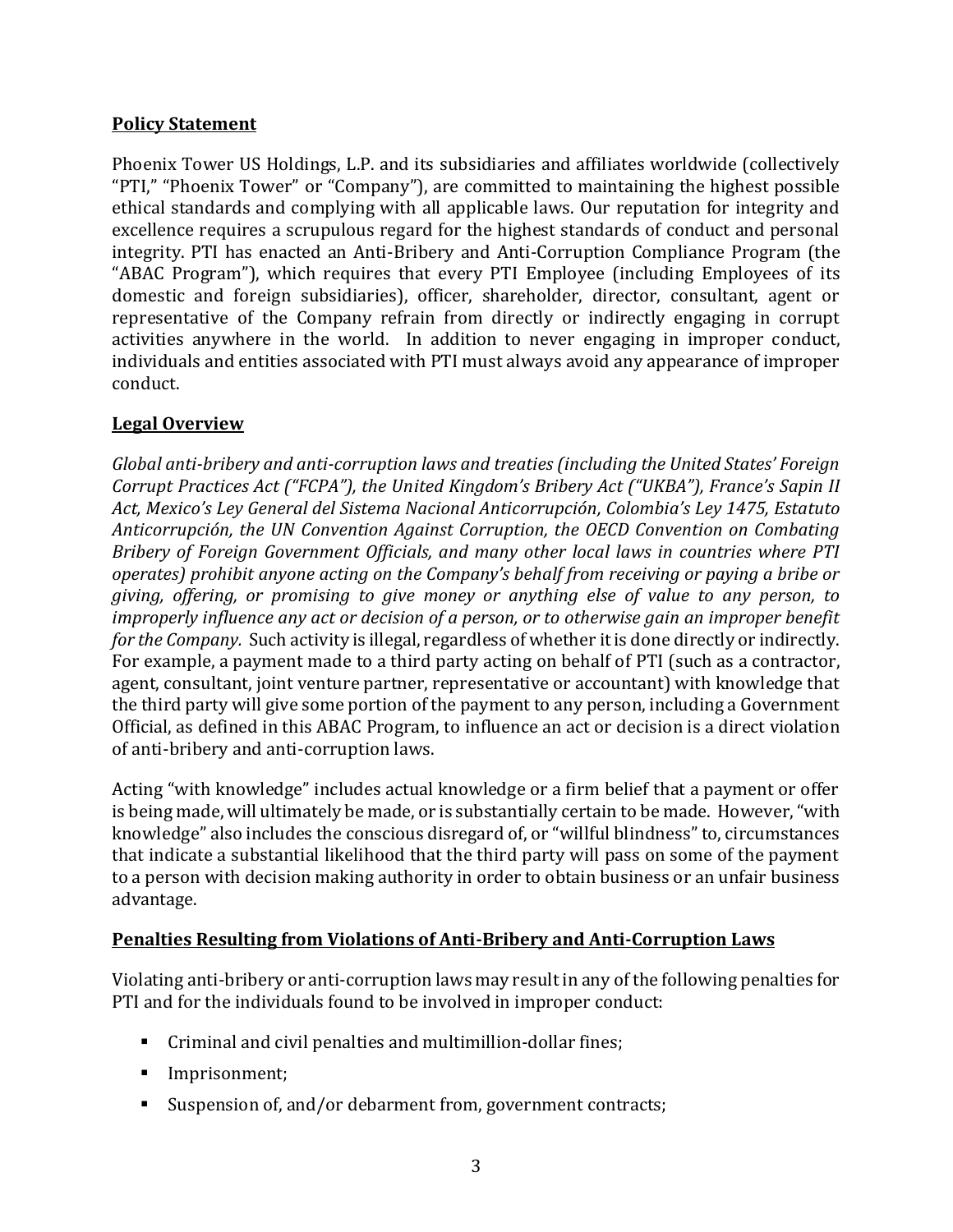## **Policy Statement**

Phoenix Tower US Holdings, L.P. and its subsidiaries and affiliates worldwide (collectively "PTI," "Phoenix Tower" or "Company"), are committed to maintaining the highest possible ethical standards and complying with all applicable laws. Our reputation for integrity and excellence requires a scrupulous regard for the highest standards of conduct and personal integrity. PTI has enacted an Anti-Bribery and Anti-Corruption Compliance Program (the "ABAC Program"), which requires that every PTI Employee (including Employees of its domestic and foreign subsidiaries), officer, shareholder, director, consultant, agent or representative of the Company refrain from directly or indirectly engaging in corrupt activities anywhere in the world. In addition to never engaging in improper conduct, individuals and entities associated with PTI must always avoid any appearance of improper conduct.

## **Legal Overview**

*Global anti-bribery and anti-corruption laws and treaties (including the United States' Foreign Corrupt Practices Act ("FCPA"), the United Kingdom's Bribery Act ("UKBA"), France's Sapin II Act, Mexico's Ley General del Sistema Nacional Anticorrupción, Colombia's Ley 1475, Estatuto Anticorrupción, the UN Convention Against Corruption, the OECD Convention on Combating Bribery of Foreign Government Officials, and many other local laws in countries where PTI operates) prohibit anyone acting on the Company's behalf from receiving or paying a bribe or giving, offering, or promising to give money or anything else of value to any person, to improperly influence any act or decision of a person, or to otherwise gain an improper benefit for the Company.* Such activity is illegal, regardless of whether it is done directly or indirectly. For example, a payment made to a third party acting on behalf of PTI (such as a contractor, agent, consultant, joint venture partner, representative or accountant) with knowledge that the third party will give some portion of the payment to any person, including a Government Official, as defined in this ABAC Program, to influence an act or decision is a direct violation of anti-bribery and anti-corruption laws.

Acting "with knowledge" includes actual knowledge or a firm belief that a payment or offer is being made, will ultimately be made, or is substantially certain to be made. However, "with knowledge" also includes the conscious disregard of, or "willful blindness" to, circumstances that indicate a substantial likelihood that the third party will pass on some of the payment to a person with decision making authority in order to obtain business or an unfair business advantage.

## **Penalties Resulting from Violations of Anti-Bribery and Anti-Corruption Laws**

Violating anti-bribery or anti-corruption laws may result in any of the following penalties for PTI and for the individuals found to be involved in improper conduct:

- Criminal and civil penalties and multimillion-dollar fines;
- Imprisonment;
- Suspension of, and/or debarment from, government contracts;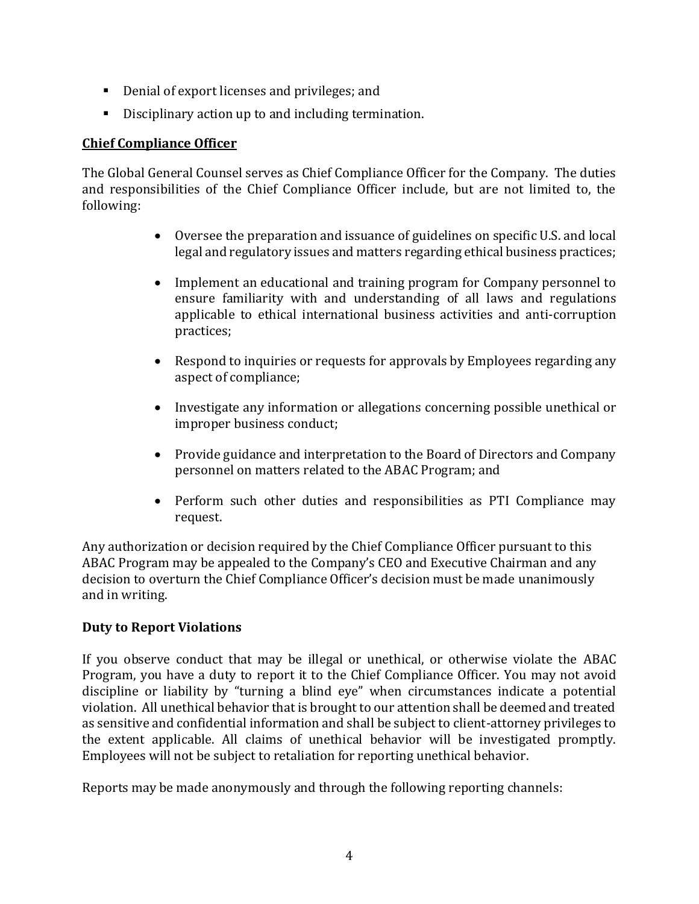- Denial of export licenses and privileges; and
- Disciplinary action up to and including termination.

**Chief Compliance Officer**

The Global General Counsel serves as Chief Compliance Officer for the Company. The duties and responsibilities of the Chief Compliance Officer include, but are not limited to, the following:

- Oversee the preparation and issuance of guidelines on specific U.S. and local legal and regulatory issues and matters regarding ethical business practices;
- Implement an educational and training program for Company personnel to ensure familiarity with and understanding of all laws and regulations applicable to ethical international business activities and anti-corruption practices;
- Respond to inquiries or requests for approvals by Employees regarding any aspect of compliance;
- Investigate any information or allegations concerning possible unethical or improper business conduct;
- Provide guidance and interpretation to the Board of Directors and Company personnel on matters related to the ABAC Program; and
- Perform such other duties and responsibilities as PTI Compliance may request.

Any authorization or decision required by the Chief Compliance Officer pursuant to this ABAC Program may be appealed to the Company's CEO and Executive Chairman and any decision to overturn the Chief Compliance Officer's decision must be made unanimously and in writing.

**Duty to Report Violations**

If you observe conduct that may be illegal or unethical, or otherwise violate the ABAC Program, you have a duty to report it to the Chief Compliance Officer. You may not avoid discipline or liability by "turning a blind eye" when circumstances indicate a potential violation. All unethical behavior that is brought to our attention shall be deemed and treated as sensitive and confidential information and shall be subject to client-attorney privileges to the extent applicable. All claims of unethical behavior will be investigated promptly. Employees will not be subject to retaliation for reporting unethical behavior.

Reports may be made anonymously and through the following reporting channels: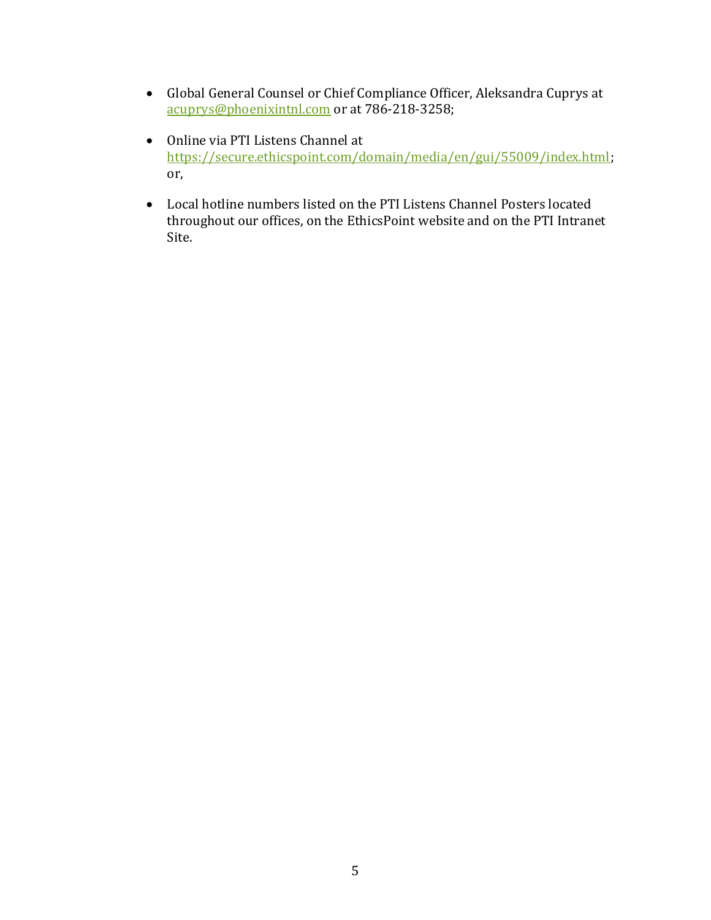- Global General Counsel or Chief Compliance Officer, Aleksandra Cuprys at acuprys@phoenixintnl.com or at 786-218-3258;

- Online via PTI Listens Channel at https://secure.ethicspoint.com/domain/media/en/gui/55009/index.html; or,

- Local hotline numbers listed on the PTI Listens Channel Posters located throughout our offices, on the EthicsPoint website and on the PTI Intranet Site.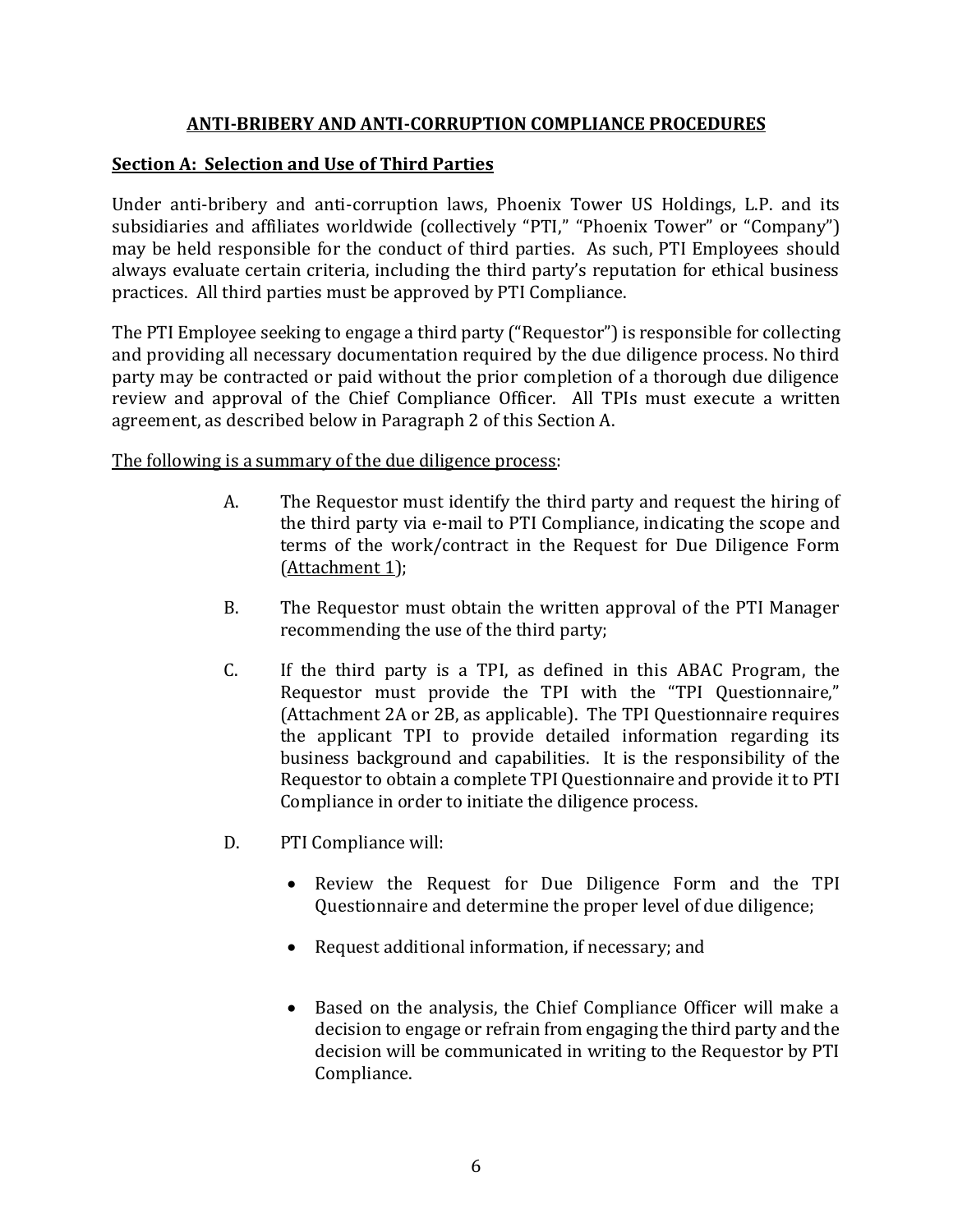## ANTI-BRIBERY AND ANTI-CORRUPTION COMPLIANCE PROCEDURES

### Section A: Selection and Use of Third Parties

Under anti-bribery and anti-corruption laws, Phoenix Tower US Holdings, L.P. and its subsidiaries and affiliates worldwide (collectively "PTI," "Phoenix Tower" or "Company") may be held responsible for the conduct of third parties. As such, PTI Employees should always evaluate certain criteria, including the third party's reputation for ethical business practices. All third parties must be approved by PTI Compliance.

The PTI Employee seeking to engage a third party ("Requestor") is responsible for collecting and providing all necessary documentation required by the due diligence process. No third party may be contracted or paid without the prior completion of a thorough due diligence review and approval of the Chief Compliance Officer. All TPIs must execute a written agreement, as described below in Paragraph 2 of this Section A.

<u>The following is a summary of the due diligence process</u>:

A. The Requestor must identify the third party and request the hiring of the third party via e-mail to PTI Compliance, indicating the scope and terms of the work/contract in the Request for Due Diligence Form (<u>Attachment 1</u>);

B. The Requestor must obtain the written approval of the PTI Manager recommending the use of the third party;

C. If the third party is a TPI, as defined in this ABAC Program, the Requestor must provide the TPI with the "TPI Questionnaire," (Attachment 2A or 2B, as applicable). The TPI Questionnaire requires the applicant TPI to provide detailed information regarding its business background and capabilities. It is the responsibility of the Requestor to obtain a complete TPI Questionnaire and provide it to PTI Compliance in order to initiate the diligence process.

D. PTI Compliance will:

- Review the Request for Due Diligence Form and the TPI Questionnaire and determine the proper level of due diligence;
- Request additional information, if necessary; and
- Based on the analysis, the Chief Compliance Officer will make a decision to engage or refrain from engaging the third party and the decision will be communicated in writing to the Requestor by PTI Compliance.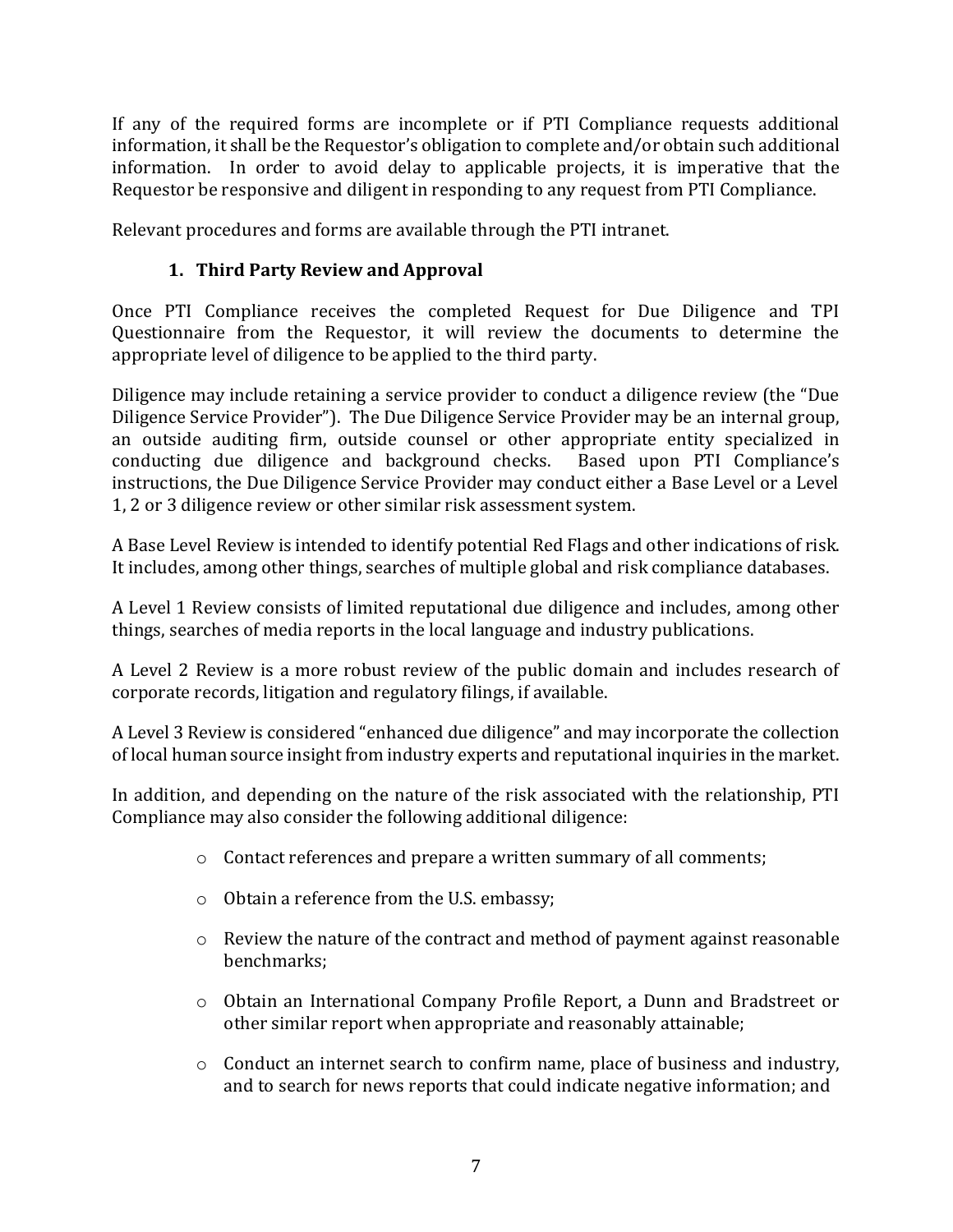If any of the required forms are incomplete or if PTI Compliance requests additional information, it shall be the Requestor's obligation to complete and/or obtain such additional information. In order to avoid delay to applicable projects, it is imperative that the Requestor be responsive and diligent in responding to any request from PTI Compliance.

Relevant procedures and forms are available through the PTI intranet.

### 1. Third Party Review and Approval

Once PTI Compliance receives the completed Request for Due Diligence and TPI Questionnaire from the Requestor, it will review the documents to determine the appropriate level of diligence to be applied to the third party.

Diligence may include retaining a service provider to conduct a diligence review (the "Due Diligence Service Provider"). The Due Diligence Service Provider may be an internal group, an outside auditing firm, outside counsel or other appropriate entity specialized in conducting due diligence and background checks. Based upon PTI Compliance's instructions, the Due Diligence Service Provider may conduct either a Base Level or a Level 1, 2 or 3 diligence review or other similar risk assessment system.

A Base Level Review is intended to identify potential Red Flags and other indications of risk. It includes, among other things, searches of multiple global and risk compliance databases.

A Level 1 Review consists of limited reputational due diligence and includes, among other things, searches of media reports in the local language and industry publications.

A Level 2 Review is a more robust review of the public domain and includes research of corporate records, litigation and regulatory filings, if available.

A Level 3 Review is considered "enhanced due diligence" and may incorporate the collection of local human source insight from industry experts and reputational inquiries in the market.

In addition, and depending on the nature of the risk associated with the relationship, PTI Compliance may also consider the following additional diligence:

- Contact references and prepare a written summary of all comments;
- Obtain a reference from the U.S. embassy;
- Review the nature of the contract and method of payment against reasonable benchmarks;
- Obtain an International Company Profile Report, a Dunn and Bradstreet or other similar report when appropriate and reasonably attainable;
- Conduct an internet search to confirm name, place of business and industry, and to search for news reports that could indicate negative information; and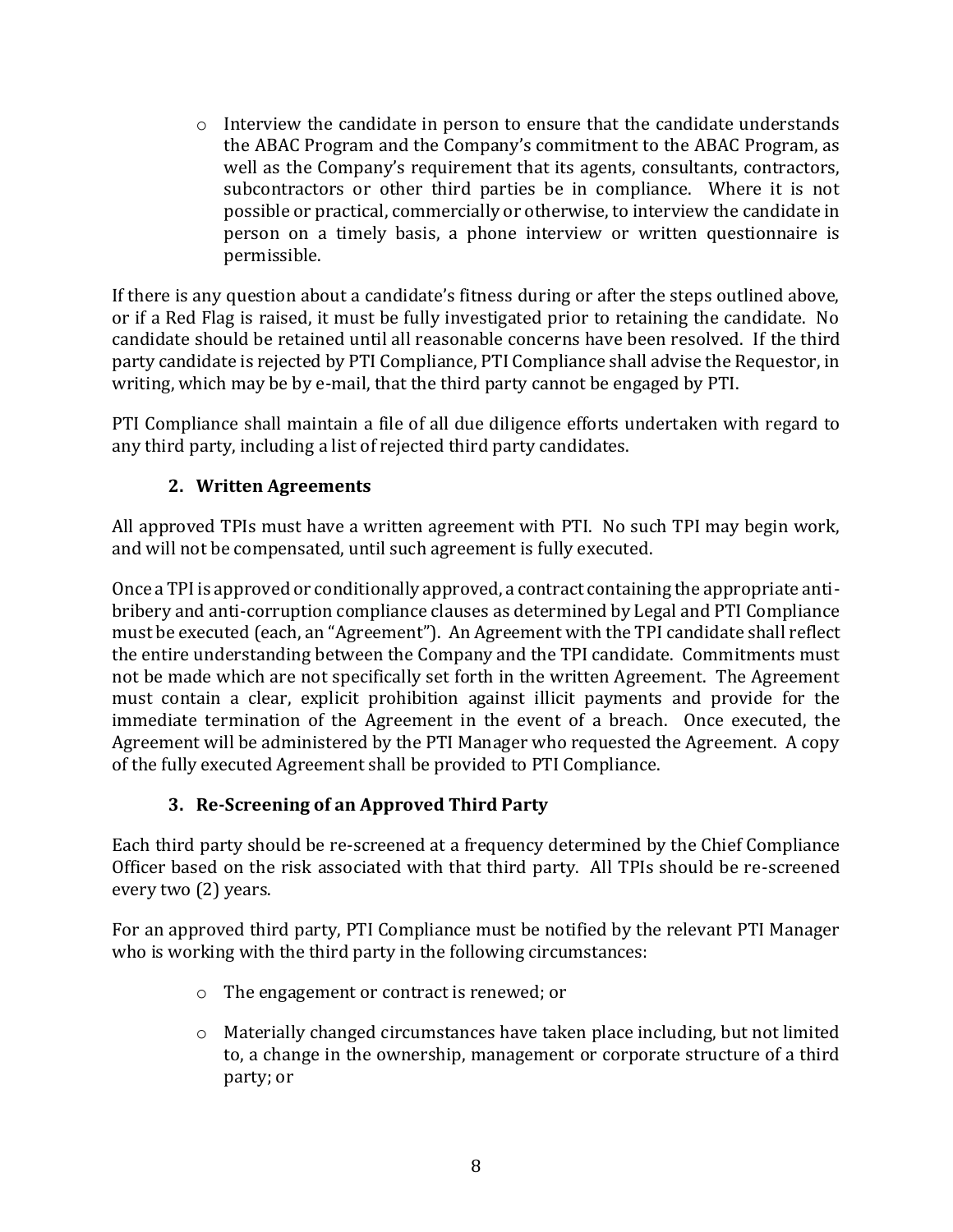- Interview the candidate in person to ensure that the candidate understands the ABAC Program and the Company's commitment to the ABAC Program, as well as the Company's requirement that its agents, consultants, contractors, subcontractors or other third parties be in compliance. Where it is not possible or practical, commercially or otherwise, to interview the candidate in person on a timely basis, a phone interview or written questionnaire is permissible.

If there is any question about a candidate's fitness during or after the steps outlined above, or if a Red Flag is raised, it must be fully investigated prior to retaining the candidate. No candidate should be retained until all reasonable concerns have been resolved. If the third party candidate is rejected by PTI Compliance, PTI Compliance shall advise the Requestor, in writing, which may be by e-mail, that the third party cannot be engaged by PTI.

PTI Compliance shall maintain a file of all due diligence efforts undertaken with regard to any third party, including a list of rejected third party candidates.

### 2. Written Agreements

All approved TPIs must have a written agreement with PTI. No such TPI may begin work, and will not be compensated, until such agreement is fully executed.

Once a TPI is approved or conditionally approved, a contract containing the appropriate anti-bribery and anti-corruption compliance clauses as determined by Legal and PTI Compliance must be executed (each, an "Agreement"). An Agreement with the TPI candidate shall reflect the entire understanding between the Company and the TPI candidate. Commitments must not be made which are not specifically set forth in the written Agreement. The Agreement must contain a clear, explicit prohibition against illicit payments and provide for the immediate termination of the Agreement in the event of a breach. Once executed, the Agreement will be administered by the PTI Manager who requested the Agreement. A copy of the fully executed Agreement shall be provided to PTI Compliance.

### 3. Re-Screening of an Approved Third Party

Each third party should be re-screened at a frequency determined by the Chief Compliance Officer based on the risk associated with that third party. All TPIs should be re-screened every two (2) years.

For an approved third party, PTI Compliance must be notified by the relevant PTI Manager who is working with the third party in the following circumstances:

- The engagement or contract is renewed; or
- Materially changed circumstances have taken place including, but not limited to, a change in the ownership, management or corporate structure of a third party; or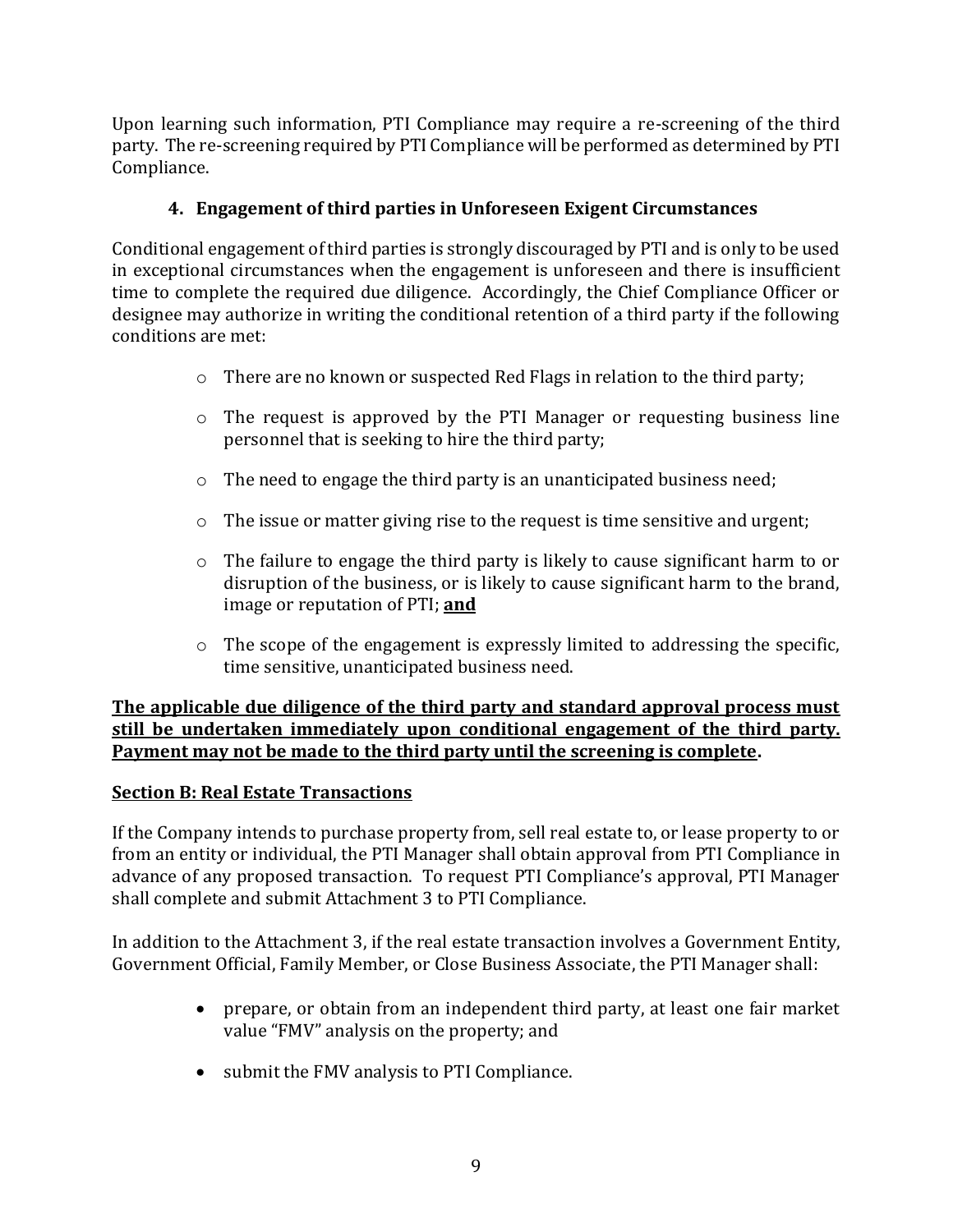Upon learning such information, PTI Compliance may require a re-screening of the third party. The re-screening required by PTI Compliance will be performed as determined by PTI Compliance.

### 4. Engagement of third parties in Unforeseen Exigent Circumstances

Conditional engagement of third parties is strongly discouraged by PTI and is only to be used in exceptional circumstances when the engagement is unforeseen and there is insufficient time to complete the required due diligence. Accordingly, the Chief Compliance Officer or designee may authorize in writing the conditional retention of a third party if the following conditions are met:

- There are no known or suspected Red Flags in relation to the third party;
- The request is approved by the PTI Manager or requesting business line personnel that is seeking to hire the third party;
- The need to engage the third party is an unanticipated business need;
- The issue or matter giving rise to the request is time sensitive and urgent;
- The failure to engage the third party is likely to cause significant harm to or disruption of the business, or is likely to cause significant harm to the brand, image or reputation of PTI; **and**
- The scope of the engagement is expressly limited to addressing the specific, time sensitive, unanticipated business need.

**The applicable due diligence of the third party and standard approval process must still be undertaken immediately upon conditional engagement of the third party. Payment may not be made to the third party until the screening is complete.**

### Section B: Real Estate Transactions

If the Company intends to purchase property from, sell real estate to, or lease property to or from an entity or individual, the PTI Manager shall obtain approval from PTI Compliance in advance of any proposed transaction. To request PTI Compliance's approval, PTI Manager shall complete and submit Attachment 3 to PTI Compliance.

In addition to the Attachment 3, if the real estate transaction involves a Government Entity, Government Official, Family Member, or Close Business Associate, the PTI Manager shall:

- prepare, or obtain from an independent third party, at least one fair market value "FMV" analysis on the property; and
- submit the FMV analysis to PTI Compliance.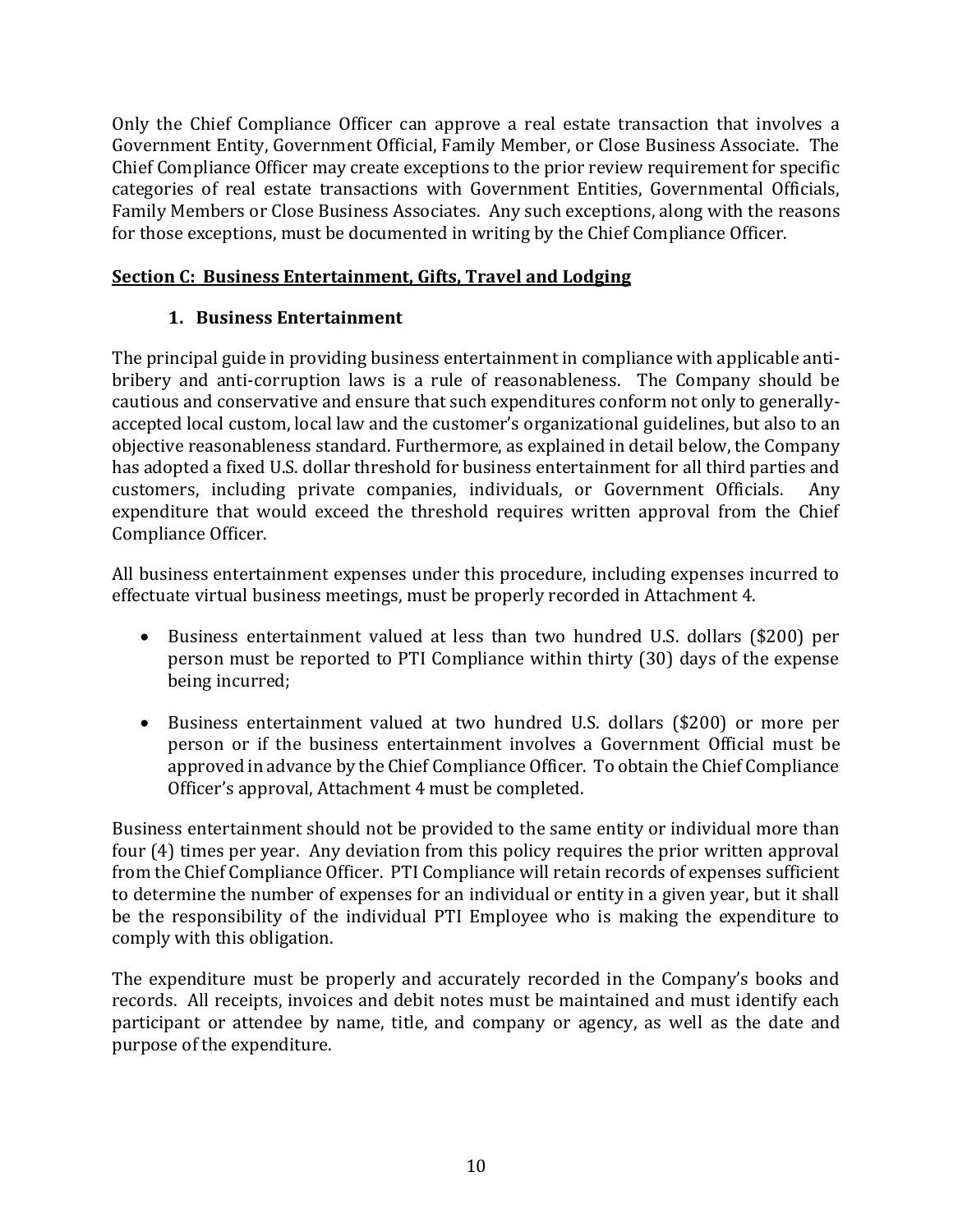Only the Chief Compliance Officer can approve a real estate transaction that involves a Government Entity, Government Official, Family Member, or Close Business Associate. The Chief Compliance Officer may create exceptions to the prior review requirement for specific categories of real estate transactions with Government Entities, Governmental Officials, Family Members or Close Business Associates. Any such exceptions, along with the reasons for those exceptions, must be documented in writing by the Chief Compliance Officer.

## Section C: Business Entertainment, Gifts, Travel and Lodging

### 1. Business Entertainment

The principal guide in providing business entertainment in compliance with applicable anti-bribery and anti-corruption laws is a rule of reasonableness. The Company should be cautious and conservative and ensure that such expenditures conform not only to generally-accepted local custom, local law and the customer's organizational guidelines, but also to an objective reasonableness standard. Furthermore, as explained in detail below, the Company has adopted a fixed U.S. dollar threshold for business entertainment for all third parties and customers, including private companies, individuals, or Government Officials. Any expenditure that would exceed the threshold requires written approval from the Chief Compliance Officer.

All business entertainment expenses under this procedure, including expenses incurred to effectuate virtual business meetings, must be properly recorded in Attachment 4.

- Business entertainment valued at less than two hundred U.S. dollars ($200) per person must be reported to PTI Compliance within thirty (30) days of the expense being incurred;

- Business entertainment valued at two hundred U.S. dollars ($200) or more per person or if the business entertainment involves a Government Official must be approved in advance by the Chief Compliance Officer. To obtain the Chief Compliance Officer's approval, Attachment 4 must be completed.

Business entertainment should not be provided to the same entity or individual more than four (4) times per year. Any deviation from this policy requires the prior written approval from the Chief Compliance Officer. PTI Compliance will retain records of expenses sufficient to determine the number of expenses for an individual or entity in a given year, but it shall be the responsibility of the individual PTI Employee who is making the expenditure to comply with this obligation.

The expenditure must be properly and accurately recorded in the Company's books and records. All receipts, invoices and debit notes must be maintained and must identify each participant or attendee by name, title, and company or agency, as well as the date and purpose of the expenditure.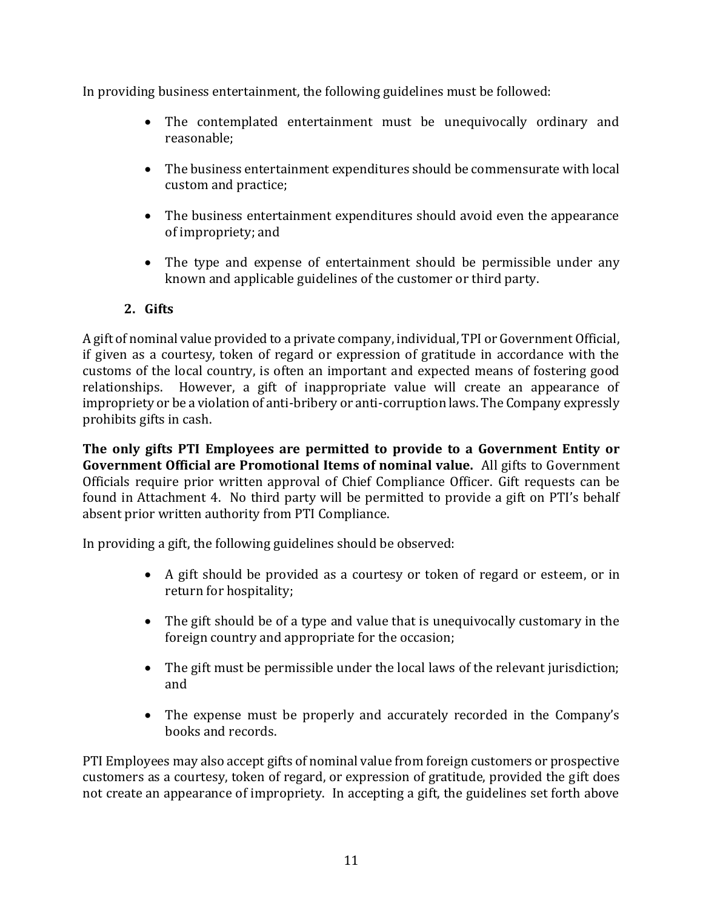In providing business entertainment, the following guidelines must be followed:

- The contemplated entertainment must be unequivocally ordinary and reasonable;
- The business entertainment expenditures should be commensurate with local custom and practice;
- The business entertainment expenditures should avoid even the appearance of impropriety; and
- The type and expense of entertainment should be permissible under any known and applicable guidelines of the customer or third party.

### 2. Gifts

A gift of nominal value provided to a private company, individual, TPI or Government Official, if given as a courtesy, token of regard or expression of gratitude in accordance with the customs of the local country, is often an important and expected means of fostering good relationships. However, a gift of inappropriate value will create an appearance of impropriety or be a violation of anti-bribery or anti-corruption laws. The Company expressly prohibits gifts in cash.

**The only gifts PTI Employees are permitted to provide to a Government Entity or Government Official are Promotional Items of nominal value.** All gifts to Government Officials require prior written approval of Chief Compliance Officer. Gift requests can be found in Attachment 4. No third party will be permitted to provide a gift on PTI's behalf absent prior written authority from PTI Compliance.

In providing a gift, the following guidelines should be observed:

- A gift should be provided as a courtesy or token of regard or esteem, or in return for hospitality;
- The gift should be of a type and value that is unequivocally customary in the foreign country and appropriate for the occasion;
- The gift must be permissible under the local laws of the relevant jurisdiction; and
- The expense must be properly and accurately recorded in the Company's books and records.

PTI Employees may also accept gifts of nominal value from foreign customers or prospective customers as a courtesy, token of regard, or expression of gratitude, provided the gift does not create an appearance of impropriety. In accepting a gift, the guidelines set forth above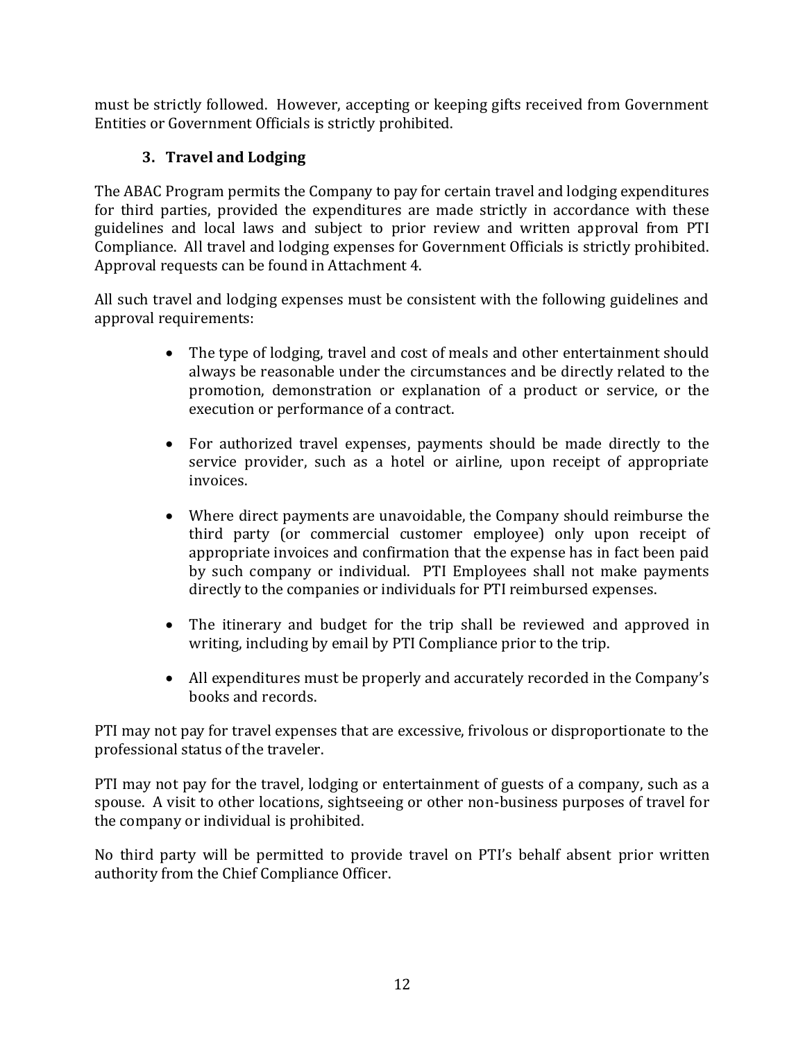must be strictly followed. However, accepting or keeping gifts received from Government Entities or Government Officials is strictly prohibited.

### 3. Travel and Lodging

The ABAC Program permits the Company to pay for certain travel and lodging expenditures for third parties, provided the expenditures are made strictly in accordance with these guidelines and local laws and subject to prior review and written approval from PTI Compliance. All travel and lodging expenses for Government Officials is strictly prohibited. Approval requests can be found in Attachment 4.

All such travel and lodging expenses must be consistent with the following guidelines and approval requirements:

- The type of lodging, travel and cost of meals and other entertainment should always be reasonable under the circumstances and be directly related to the promotion, demonstration or explanation of a product or service, or the execution or performance of a contract.

- For authorized travel expenses, payments should be made directly to the service provider, such as a hotel or airline, upon receipt of appropriate invoices.

- Where direct payments are unavoidable, the Company should reimburse the third party (or commercial customer employee) only upon receipt of appropriate invoices and confirmation that the expense has in fact been paid by such company or individual. PTI Employees shall not make payments directly to the companies or individuals for PTI reimbursed expenses.

- The itinerary and budget for the trip shall be reviewed and approved in writing, including by email by PTI Compliance prior to the trip.

- All expenditures must be properly and accurately recorded in the Company's books and records.

PTI may not pay for travel expenses that are excessive, frivolous or disproportionate to the professional status of the traveler.

PTI may not pay for the travel, lodging or entertainment of guests of a company, such as a spouse. A visit to other locations, sightseeing or other non-business purposes of travel for the company or individual is prohibited.

No third party will be permitted to provide travel on PTI's behalf absent prior written authority from the Chief Compliance Officer.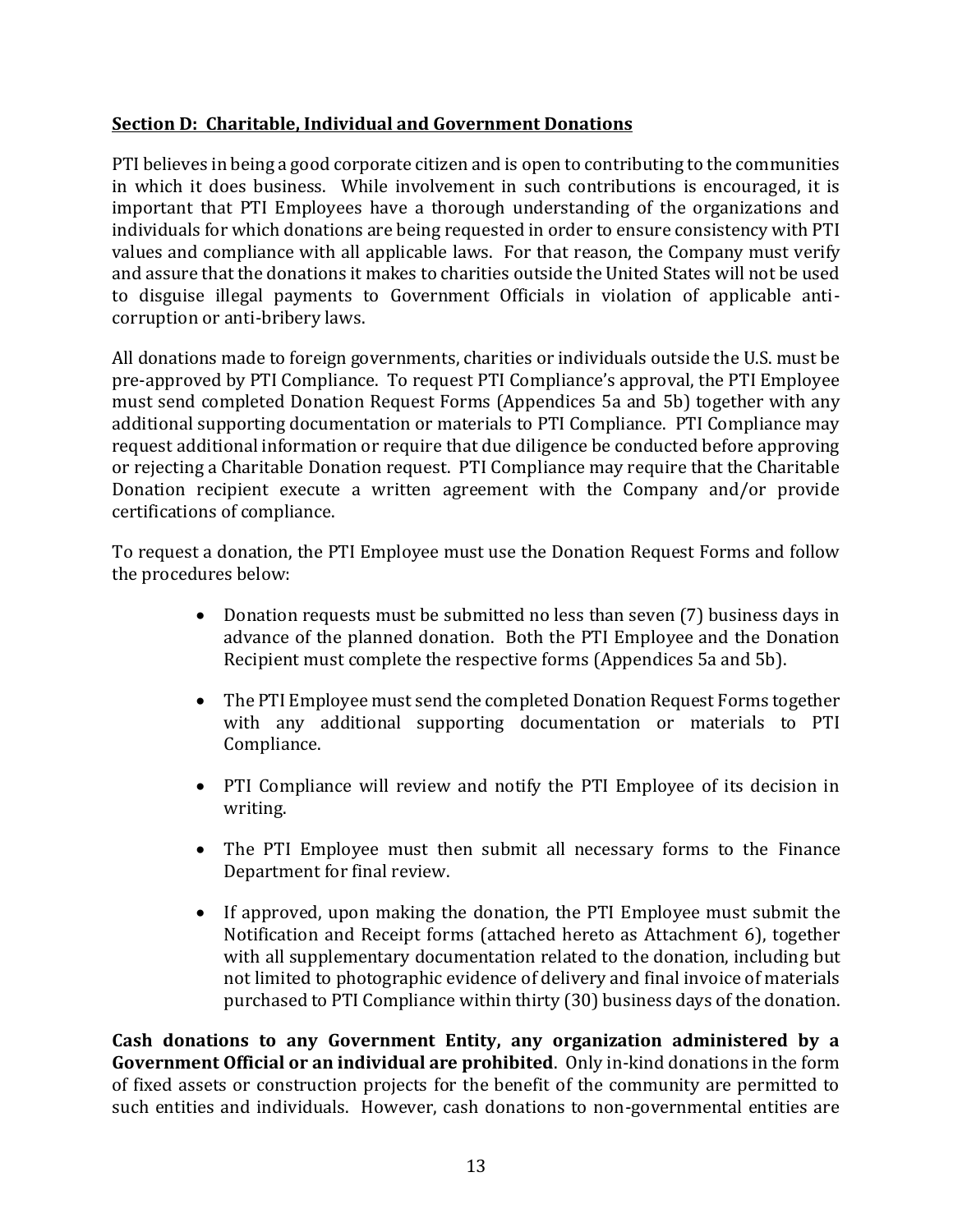**Section D: Charitable, Individual and Government Donations**

PTI believes in being a good corporate citizen and is open to contributing to the communities in which it does business. While involvement in such contributions is encouraged, it is important that PTI Employees have a thorough understanding of the organizations and individuals for which donations are being requested in order to ensure consistency with PTI values and compliance with all applicable laws. For that reason, the Company must verify and assure that the donations it makes to charities outside the United States will not be used to disguise illegal payments to Government Officials in violation of applicable anti-corruption or anti-bribery laws.

All donations made to foreign governments, charities or individuals outside the U.S. must be pre-approved by PTI Compliance. To request PTI Compliance's approval, the PTI Employee must send completed Donation Request Forms (Appendices 5a and 5b) together with any additional supporting documentation or materials to PTI Compliance. PTI Compliance may request additional information or require that due diligence be conducted before approving or rejecting a Charitable Donation request. PTI Compliance may require that the Charitable Donation recipient execute a written agreement with the Company and/or provide certifications of compliance.

To request a donation, the PTI Employee must use the Donation Request Forms and follow the procedures below:

- Donation requests must be submitted no less than seven (7) business days in advance of the planned donation. Both the PTI Employee and the Donation Recipient must complete the respective forms (Appendices 5a and 5b).
- The PTI Employee must send the completed Donation Request Forms together with any additional supporting documentation or materials to PTI Compliance.
- PTI Compliance will review and notify the PTI Employee of its decision in writing.
- The PTI Employee must then submit all necessary forms to the Finance Department for final review.
- If approved, upon making the donation, the PTI Employee must submit the Notification and Receipt forms (attached hereto as Attachment 6), together with all supplementary documentation related to the donation, including but not limited to photographic evidence of delivery and final invoice of materials purchased to PTI Compliance within thirty (30) business days of the donation.

**Cash donations to any Government Entity, any organization administered by a Government Official or an individual are prohibited**. Only in-kind donations in the form of fixed assets or construction projects for the benefit of the community are permitted to such entities and individuals. However, cash donations to non-governmental entities are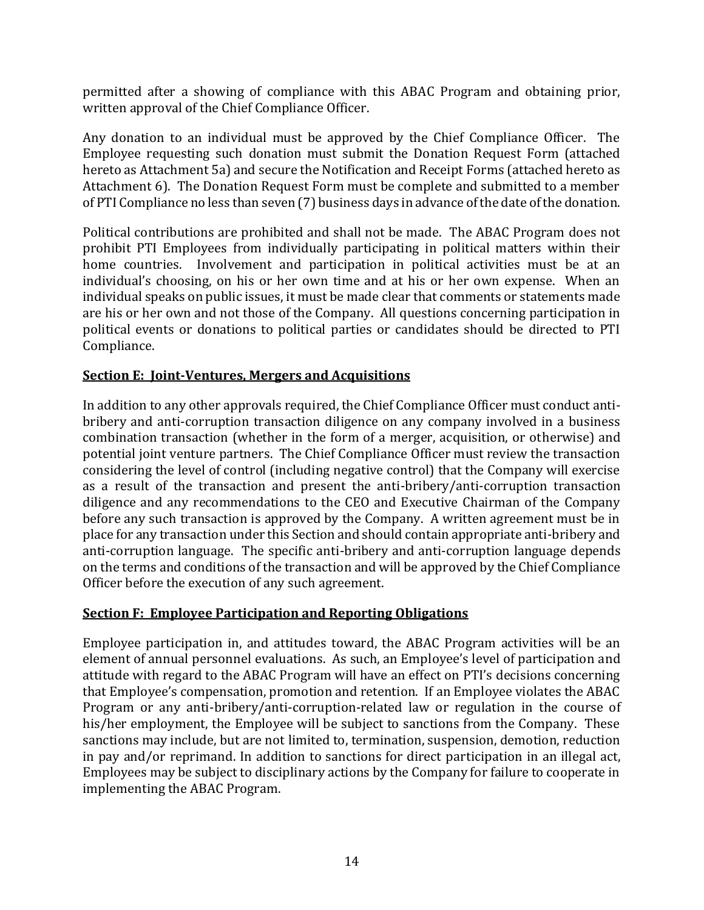permitted after a showing of compliance with this ABAC Program and obtaining prior, written approval of the Chief Compliance Officer.

Any donation to an individual must be approved by the Chief Compliance Officer. The Employee requesting such donation must submit the Donation Request Form (attached hereto as Attachment 5a) and secure the Notification and Receipt Forms (attached hereto as Attachment 6). The Donation Request Form must be complete and submitted to a member of PTI Compliance no less than seven (7) business days in advance of the date of the donation.

Political contributions are prohibited and shall not be made. The ABAC Program does not prohibit PTI Employees from individually participating in political matters within their home countries. Involvement and participation in political activities must be at an individual's choosing, on his or her own time and at his or her own expense. When an individual speaks on public issues, it must be made clear that comments or statements made are his or her own and not those of the Company. All questions concerning participation in political events or donations to political parties or candidates should be directed to PTI Compliance.

**Section E: Joint-Ventures, Mergers and Acquisitions**

In addition to any other approvals required, the Chief Compliance Officer must conduct anti-bribery and anti-corruption transaction diligence on any company involved in a business combination transaction (whether in the form of a merger, acquisition, or otherwise) and potential joint venture partners. The Chief Compliance Officer must review the transaction considering the level of control (including negative control) that the Company will exercise as a result of the transaction and present the anti-bribery/anti-corruption transaction diligence and any recommendations to the CEO and Executive Chairman of the Company before any such transaction is approved by the Company. A written agreement must be in place for any transaction under this Section and should contain appropriate anti-bribery and anti-corruption language. The specific anti-bribery and anti-corruption language depends on the terms and conditions of the transaction and will be approved by the Chief Compliance Officer before the execution of any such agreement.

**Section F: Employee Participation and Reporting Obligations**

Employee participation in, and attitudes toward, the ABAC Program activities will be an element of annual personnel evaluations. As such, an Employee's level of participation and attitude with regard to the ABAC Program will have an effect on PTI's decisions concerning that Employee's compensation, promotion and retention. If an Employee violates the ABAC Program or any anti-bribery/anti-corruption-related law or regulation in the course of his/her employment, the Employee will be subject to sanctions from the Company. These sanctions may include, but are not limited to, termination, suspension, demotion, reduction in pay and/or reprimand. In addition to sanctions for direct participation in an illegal act, Employees may be subject to disciplinary actions by the Company for failure to cooperate in implementing the ABAC Program.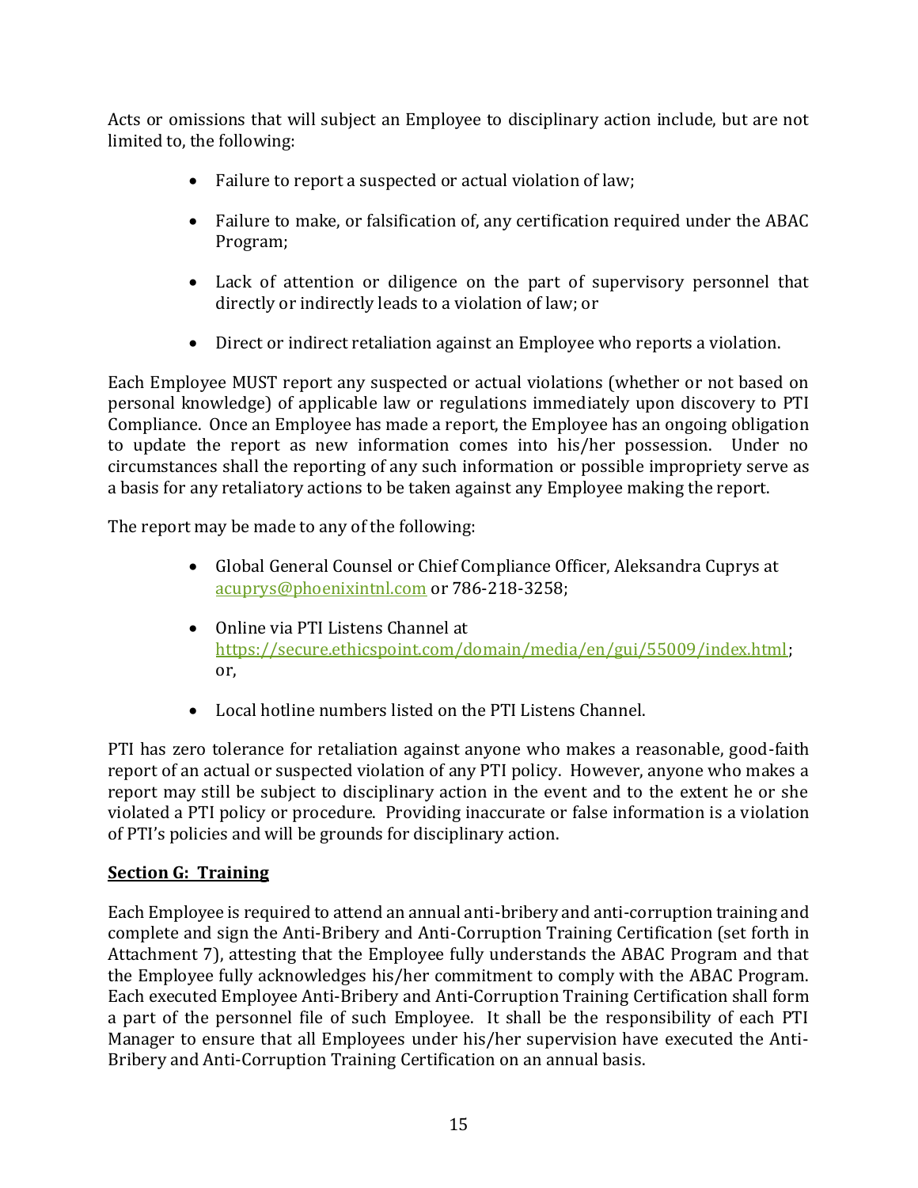Acts or omissions that will subject an Employee to disciplinary action include, but are not limited to, the following:

- Failure to report a suspected or actual violation of law;
- Failure to make, or falsification of, any certification required under the ABAC Program;
- Lack of attention or diligence on the part of supervisory personnel that directly or indirectly leads to a violation of law; or
- Direct or indirect retaliation against an Employee who reports a violation.

Each Employee MUST report any suspected or actual violations (whether or not based on personal knowledge) of applicable law or regulations immediately upon discovery to PTI Compliance. Once an Employee has made a report, the Employee has an ongoing obligation to update the report as new information comes into his/her possession. Under no circumstances shall the reporting of any such information or possible impropriety serve as a basis for any retaliatory actions to be taken against any Employee making the report.

The report may be made to any of the following:

- Global General Counsel or Chief Compliance Officer, Aleksandra Cuprys at acuprys@phoenixintnl.com or 786-218-3258;
- Online via PTI Listens Channel at https://secure.ethicspoint.com/domain/media/en/gui/55009/index.html; or,
- Local hotline numbers listed on the PTI Listens Channel.

PTI has zero tolerance for retaliation against anyone who makes a reasonable, good-faith report of an actual or suspected violation of any PTI policy. However, anyone who makes a report may still be subject to disciplinary action in the event and to the extent he or she violated a PTI policy or procedure. Providing inaccurate or false information is a violation of PTI's policies and will be grounds for disciplinary action.

**Section G: Training**

Each Employee is required to attend an annual anti-bribery and anti-corruption training and complete and sign the Anti-Bribery and Anti-Corruption Training Certification (set forth in Attachment 7), attesting that the Employee fully understands the ABAC Program and that the Employee fully acknowledges his/her commitment to comply with the ABAC Program. Each executed Employee Anti-Bribery and Anti-Corruption Training Certification shall form a part of the personnel file of such Employee. It shall be the responsibility of each PTI Manager to ensure that all Employees under his/her supervision have executed the Anti-Bribery and Anti-Corruption Training Certification on an annual basis.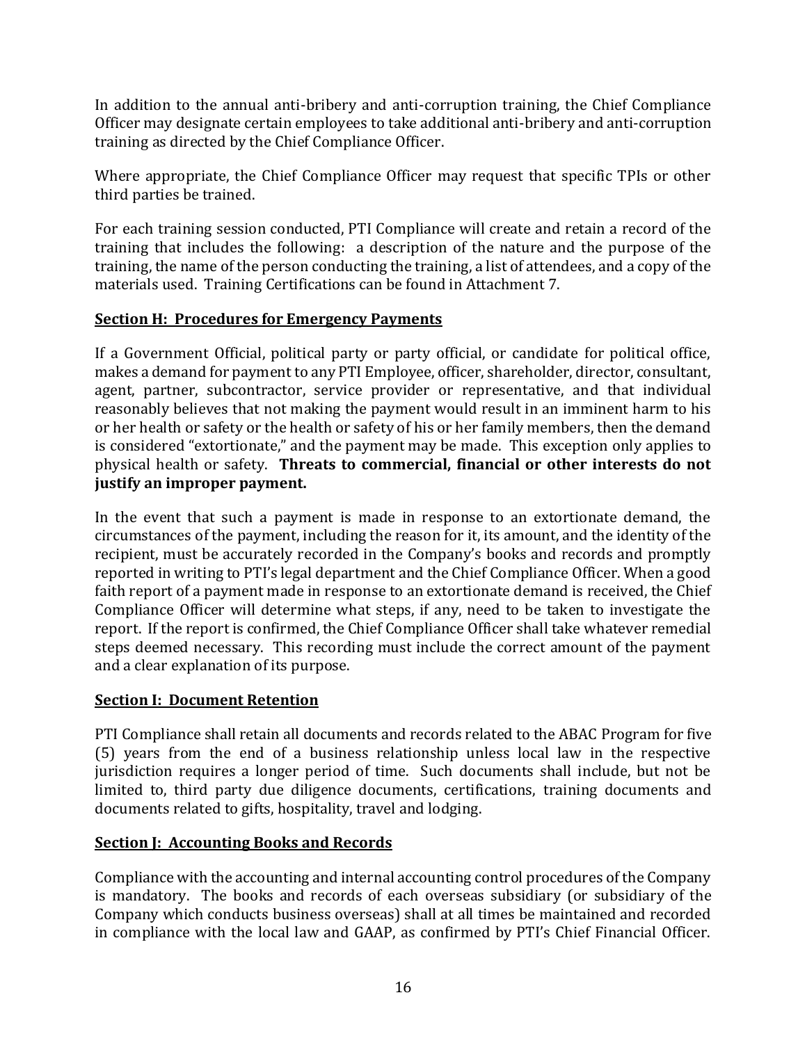In addition to the annual anti-bribery and anti-corruption training, the Chief Compliance Officer may designate certain employees to take additional anti-bribery and anti-corruption training as directed by the Chief Compliance Officer.

Where appropriate, the Chief Compliance Officer may request that specific TPIs or other third parties be trained.

For each training session conducted, PTI Compliance will create and retain a record of the training that includes the following: a description of the nature and the purpose of the training, the name of the person conducting the training, a list of attendees, and a copy of the materials used. Training Certifications can be found in Attachment 7.

## Section H: Procedures for Emergency Payments

If a Government Official, political party or party official, or candidate for political office, makes a demand for payment to any PTI Employee, officer, shareholder, director, consultant, agent, partner, subcontractor, service provider or representative, and that individual reasonably believes that not making the payment would result in an imminent harm to his or her health or safety or the health or safety of his or her family members, then the demand is considered "extortionate," and the payment may be made. This exception only applies to physical health or safety. **Threats to commercial, financial or other interests do not justify an improper payment.**

In the event that such a payment is made in response to an extortionate demand, the circumstances of the payment, including the reason for it, its amount, and the identity of the recipient, must be accurately recorded in the Company's books and records and promptly reported in writing to PTI's legal department and the Chief Compliance Officer. When a good faith report of a payment made in response to an extortionate demand is received, the Chief Compliance Officer will determine what steps, if any, need to be taken to investigate the report. If the report is confirmed, the Chief Compliance Officer shall take whatever remedial steps deemed necessary. This recording must include the correct amount of the payment and a clear explanation of its purpose.

## Section I: Document Retention

PTI Compliance shall retain all documents and records related to the ABAC Program for five (5) years from the end of a business relationship unless local law in the respective jurisdiction requires a longer period of time. Such documents shall include, but not be limited to, third party due diligence documents, certifications, training documents and documents related to gifts, hospitality, travel and lodging.

## Section J: Accounting Books and Records

Compliance with the accounting and internal accounting control procedures of the Company is mandatory. The books and records of each overseas subsidiary (or subsidiary of the Company which conducts business overseas) shall at all times be maintained and recorded in compliance with the local law and GAAP, as confirmed by PTI's Chief Financial Officer.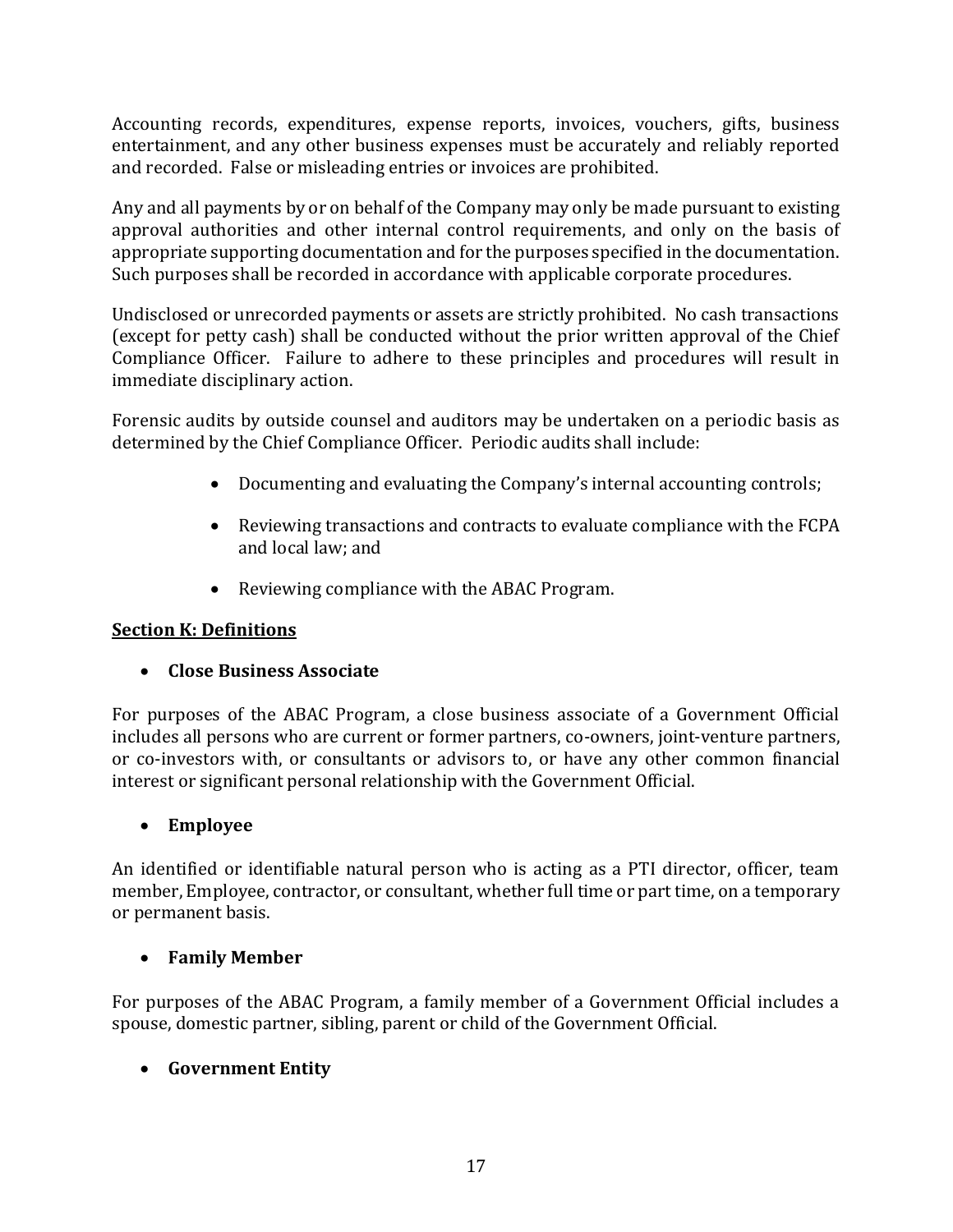Accounting records, expenditures, expense reports, invoices, vouchers, gifts, business entertainment, and any other business expenses must be accurately and reliably reported and recorded. False or misleading entries or invoices are prohibited.

Any and all payments by or on behalf of the Company may only be made pursuant to existing approval authorities and other internal control requirements, and only on the basis of appropriate supporting documentation and for the purposes specified in the documentation. Such purposes shall be recorded in accordance with applicable corporate procedures.

Undisclosed or unrecorded payments or assets are strictly prohibited. No cash transactions (except for petty cash) shall be conducted without the prior written approval of the Chief Compliance Officer. Failure to adhere to these principles and procedures will result in immediate disciplinary action.

Forensic audits by outside counsel and auditors may be undertaken on a periodic basis as determined by the Chief Compliance Officer. Periodic audits shall include:

- Documenting and evaluating the Company's internal accounting controls;
- Reviewing transactions and contracts to evaluate compliance with the FCPA and local law; and
- Reviewing compliance with the ABAC Program.

**Section K: Definitions**

- **Close Business Associate**

For purposes of the ABAC Program, a close business associate of a Government Official includes all persons who are current or former partners, co-owners, joint-venture partners, or co-investors with, or consultants or advisors to, or have any other common financial interest or significant personal relationship with the Government Official.

- **Employee**

An identified or identifiable natural person who is acting as a PTI director, officer, team member, Employee, contractor, or consultant, whether full time or part time, on a temporary or permanent basis.

- **Family Member**

For purposes of the ABAC Program, a family member of a Government Official includes a spouse, domestic partner, sibling, parent or child of the Government Official.

- **Government Entity**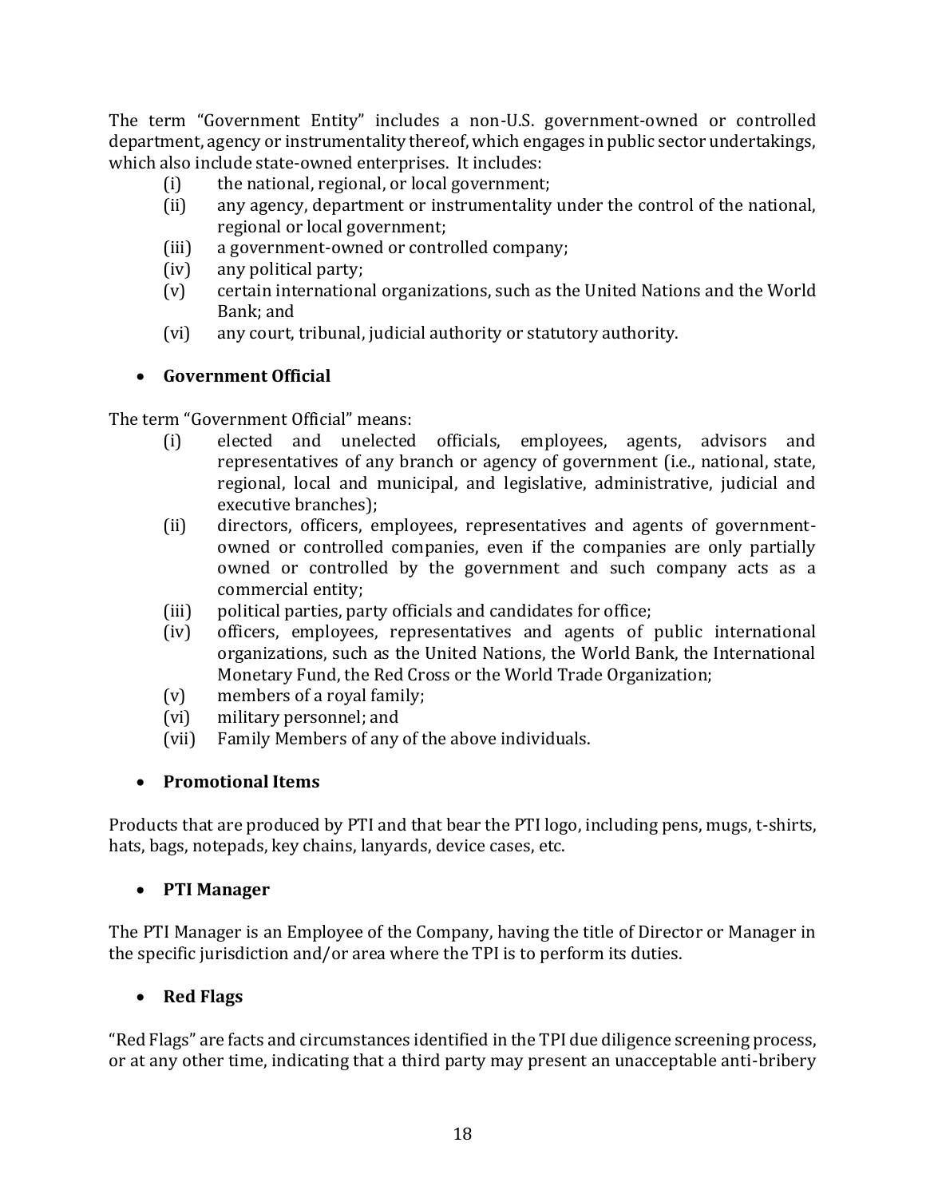The term "Government Entity" includes a non-U.S. government-owned or controlled department, agency or instrumentality thereof, which engages in public sector undertakings, which also include state-owned enterprises. It includes:

- (i) the national, regional, or local government;
- (ii) any agency, department or instrumentality under the control of the national, regional or local government;
- (iii) a government-owned or controlled company;
- (iv) any political party;
- (v) certain international organizations, such as the United Nations and the World Bank; and
- (vi) any court, tribunal, judicial authority or statutory authority.

- **Government Official**

The term "Government Official" means:

- (i) elected and unelected officials, employees, agents, advisors and representatives of any branch or agency of government (i.e., national, state, regional, local and municipal, and legislative, administrative, judicial and executive branches);
- (ii) directors, officers, employees, representatives and agents of government-owned or controlled companies, even if the companies are only partially owned or controlled by the government and such company acts as a commercial entity;
- (iii) political parties, party officials and candidates for office;
- (iv) officers, employees, representatives and agents of public international organizations, such as the United Nations, the World Bank, the International Monetary Fund, the Red Cross or the World Trade Organization;
- (v) members of a royal family;
- (vi) military personnel; and
- (vii) Family Members of any of the above individuals.

- **Promotional Items**

Products that are produced by PTI and that bear the PTI logo, including pens, mugs, t-shirts, hats, bags, notepads, key chains, lanyards, device cases, etc.

- **PTI Manager**

The PTI Manager is an Employee of the Company, having the title of Director or Manager in the specific jurisdiction and/or area where the TPI is to perform its duties.

- **Red Flags**

"Red Flags" are facts and circumstances identified in the TPI due diligence screening process, or at any other time, indicating that a third party may present an unacceptable anti-bribery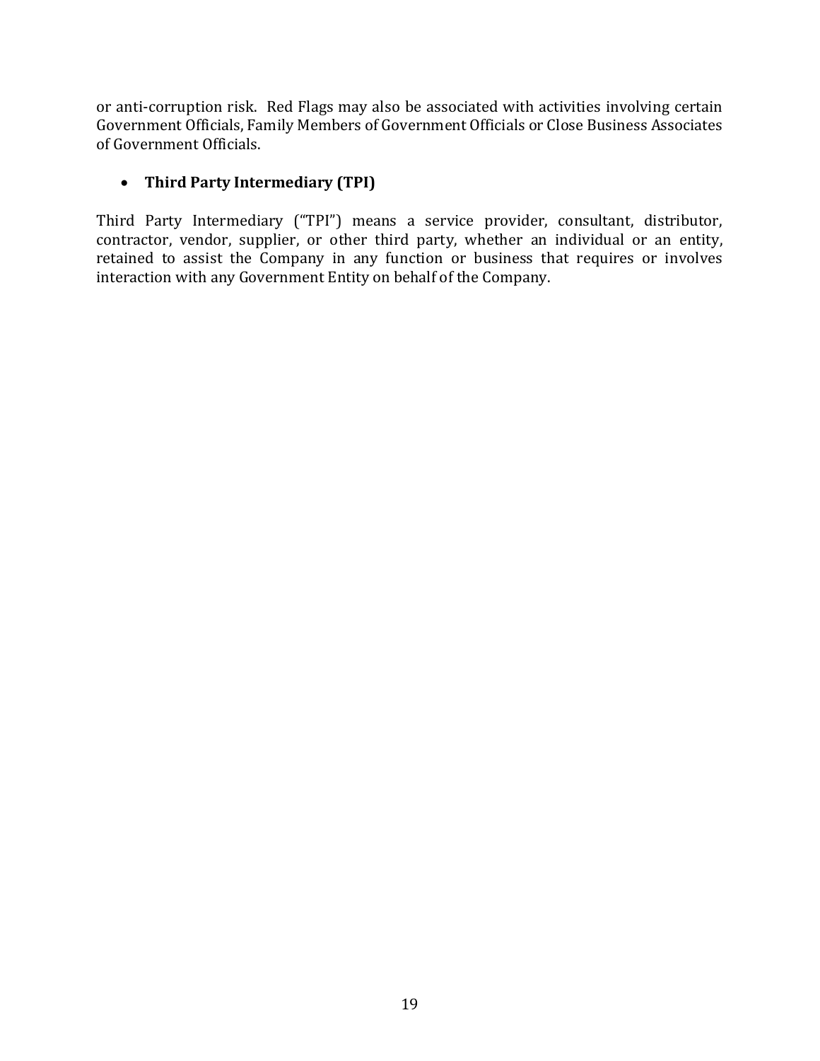or anti-corruption risk. Red Flags may also be associated with activities involving certain Government Officials, Family Members of Government Officials or Close Business Associates of Government Officials.

- **Third Party Intermediary (TPI)**

Third Party Intermediary ("TPI") means a service provider, consultant, distributor, contractor, vendor, supplier, or other third party, whether an individual or an entity, retained to assist the Company in any function or business that requires or involves interaction with any Government Entity on behalf of the Company.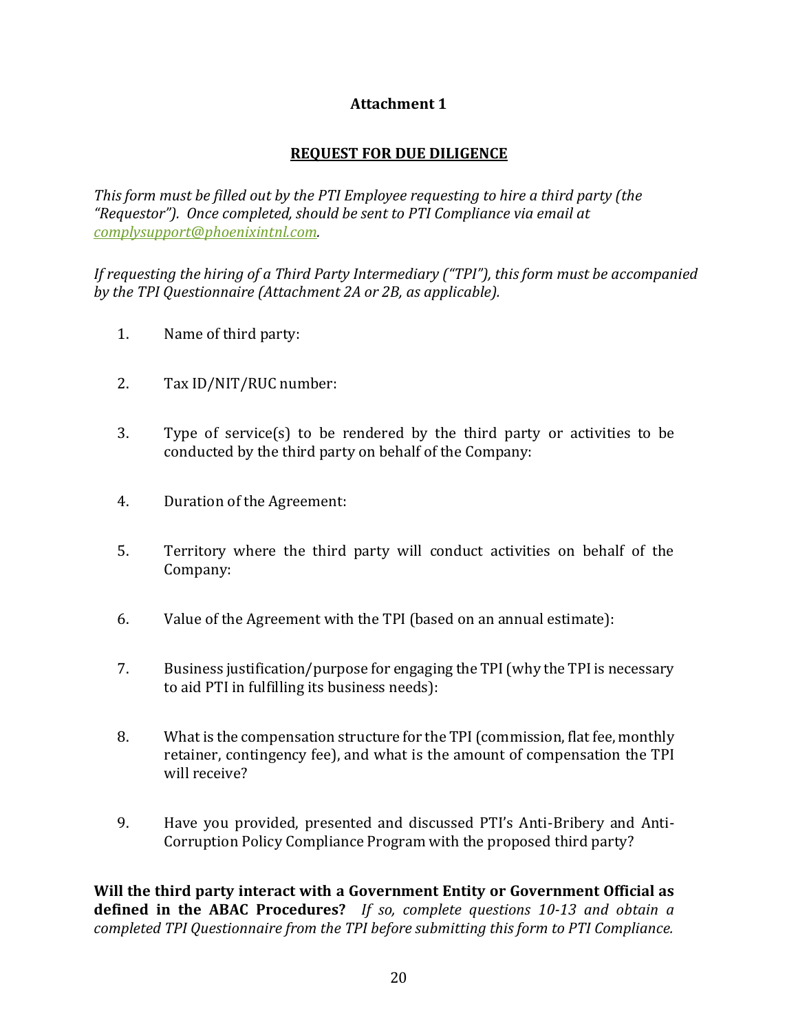**Attachment 1**

**REQUEST FOR DUE DILIGENCE**

*This form must be filled out by the PTI Employee requesting to hire a third party (the "Requestor"). Once completed, should be sent to PTI Compliance via email at complysupport@phoenixintnl.com.*

*If requesting the hiring of a Third Party Intermediary ("TPI"), this form must be accompanied by the TPI Questionnaire (Attachment 2A or 2B, as applicable).*

1. Name of third party:

2. Tax ID/NIT/RUC number:

3. Type of service(s) to be rendered by the third party or activities to be conducted by the third party on behalf of the Company:

4. Duration of the Agreement:

5. Territory where the third party will conduct activities on behalf of the Company:

6. Value of the Agreement with the TPI (based on an annual estimate):

7. Business justification/purpose for engaging the TPI (why the TPI is necessary to aid PTI in fulfilling its business needs):

8. What is the compensation structure for the TPI (commission, flat fee, monthly retainer, contingency fee), and what is the amount of compensation the TPI will receive?

9. Have you provided, presented and discussed PTI's Anti-Bribery and Anti-Corruption Policy Compliance Program with the proposed third party?

**Will the third party interact with a Government Entity or Government Official as defined in the ABAC Procedures?** *If so, complete questions 10-13 and obtain a completed TPI Questionnaire from the TPI before submitting this form to PTI Compliance.*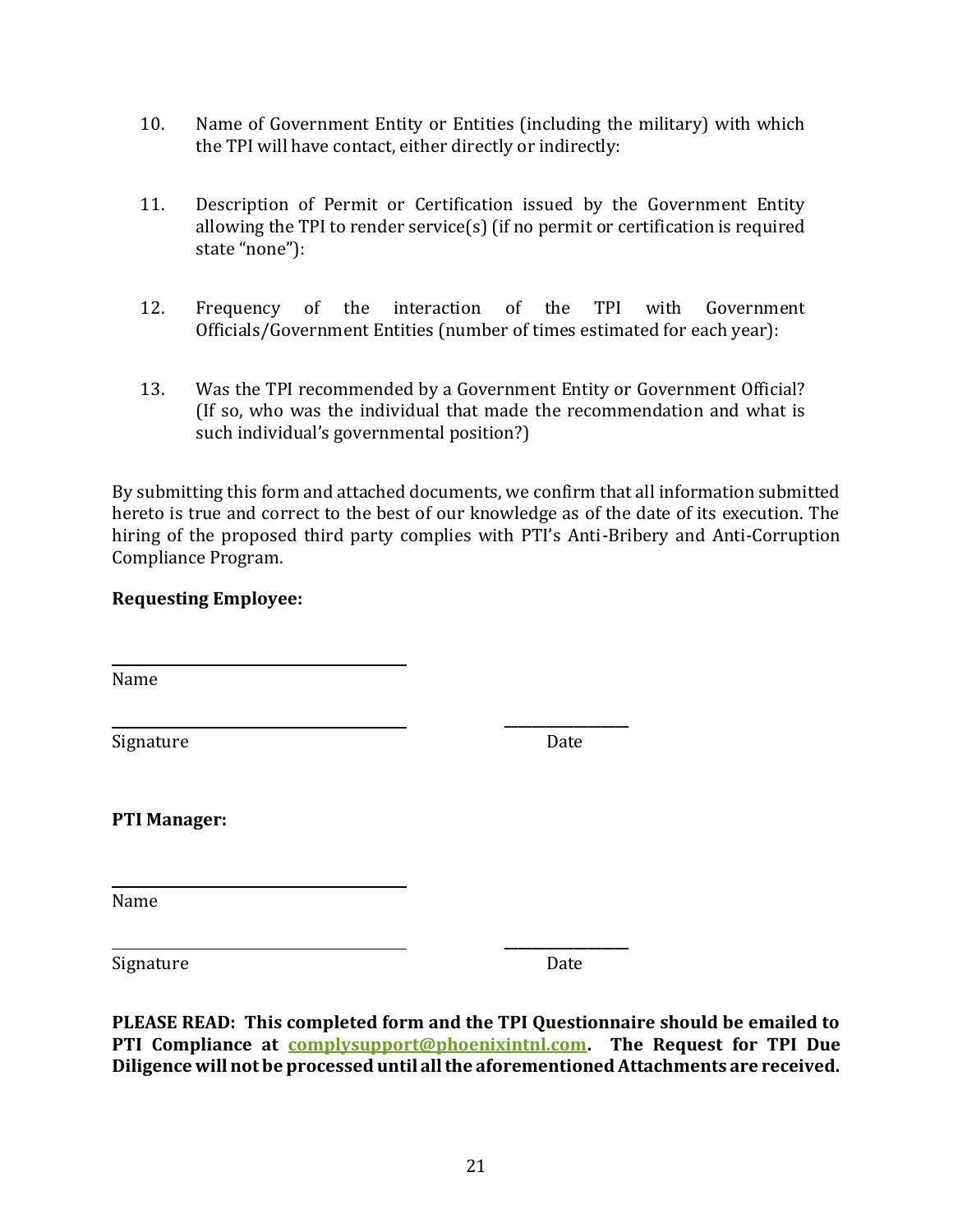10. Name of Government Entity or Entities (including the military) with which the TPI will have contact, either directly or indirectly:

11. Description of Permit or Certification issued by the Government Entity allowing the TPI to render service(s) (if no permit or certification is required state "none"):

12. Frequency of the interaction of the TPI with Government Officials/Government Entities (number of times estimated for each year):

13. Was the TPI recommended by a Government Entity or Government Official? (If so, who was the individual that made the recommendation and what is such individual's governmental position?)

By submitting this form and attached documents, we confirm that all information submitted hereto is true and correct to the best of our knowledge as of the date of its execution. The hiring of the proposed third party complies with PTI's Anti-Bribery and Anti-Corruption Compliance Program.

**Requesting Employee:**

\_\_\_\_\_\_\_\_\_\_\_\_\_\_\_\_\_\_\_\_\_\_\_\_\_\_\_\_\_\_\_\_\_\_\_\_
Name

\_\_\_\_\_\_\_\_\_\_\_\_\_\_\_\_\_\_\_\_\_\_\_\_\_\_\_\_\_\_\_\_\_\_\_\_ \_\_\_\_\_\_\_\_\_\_\_\_\_\_\_
Signature Date

**PTI Manager:**

\_\_\_\_\_\_\_\_\_\_\_\_\_\_\_\_\_\_\_\_\_\_\_\_\_\_\_\_\_\_\_\_\_\_\_\_
Name

\_\_\_\_\_\_\_\_\_\_\_\_\_\_\_\_\_\_\_\_\_\_\_\_\_\_\_\_\_\_\_\_\_\_\_\_ \_\_\_\_\_\_\_\_\_\_\_\_\_\_\_
Signature Date

**PLEASE READ: This completed form and the TPI Questionnaire should be emailed to PTI Compliance at complysupport@phoenixintnl.com. The Request for TPI Due Diligence will not be processed until all the aforementioned Attachments are received.**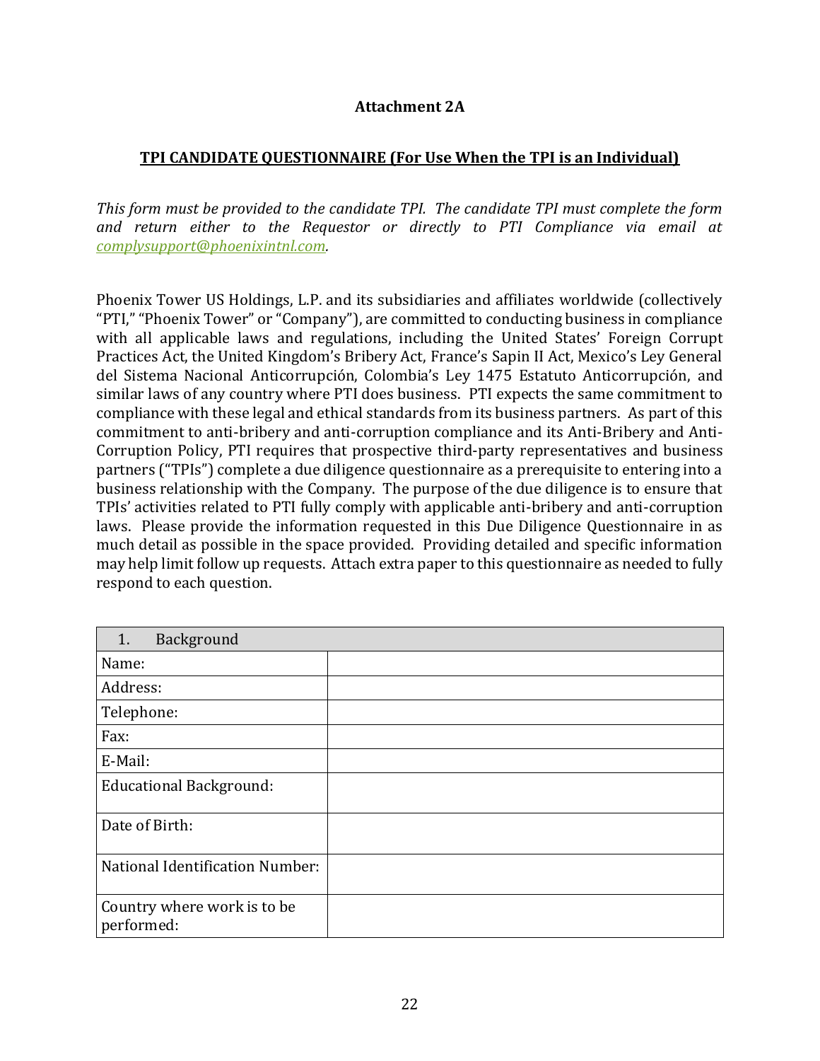**Attachment 2A**

**<u>TPI CANDIDATE QUESTIONNAIRE (For Use When the TPI is an Individual)</u>**

*This form must be provided to the candidate TPI. The candidate TPI must complete the form and return either to the Requestor or directly to PTI Compliance via email at complysupport@phoenixintnl.com.*

Phoenix Tower US Holdings, L.P. and its subsidiaries and affiliates worldwide (collectively "PTI," "Phoenix Tower" or "Company"), are committed to conducting business in compliance with all applicable laws and regulations, including the United States' Foreign Corrupt Practices Act, the United Kingdom's Bribery Act, France's Sapin II Act, Mexico's Ley General del Sistema Nacional Anticorrupción, Colombia's Ley 1475 Estatuto Anticorrupción, and similar laws of any country where PTI does business. PTI expects the same commitment to compliance with these legal and ethical standards from its business partners. As part of this commitment to anti-bribery and anti-corruption compliance and its Anti-Bribery and Anti-Corruption Policy, PTI requires that prospective third-party representatives and business partners ("TPIs") complete a due diligence questionnaire as a prerequisite to entering into a business relationship with the Company. The purpose of the due diligence is to ensure that TPIs' activities related to PTI fully comply with applicable anti-bribery and anti-corruption laws. Please provide the information requested in this Due Diligence Questionnaire in as much detail as possible in the space provided. Providing detailed and specific information may help limit follow up requests. Attach extra paper to this questionnaire as needed to fully respond to each question.

| 1. Background | |
|---|---|
| Name: | |
| Address: | |
| Telephone: | |
| Fax: | |
| E-Mail: | |
| Educational Background: | |
| Date of Birth: | |
| National Identification Number: | |
| Country where work is to be performed: | |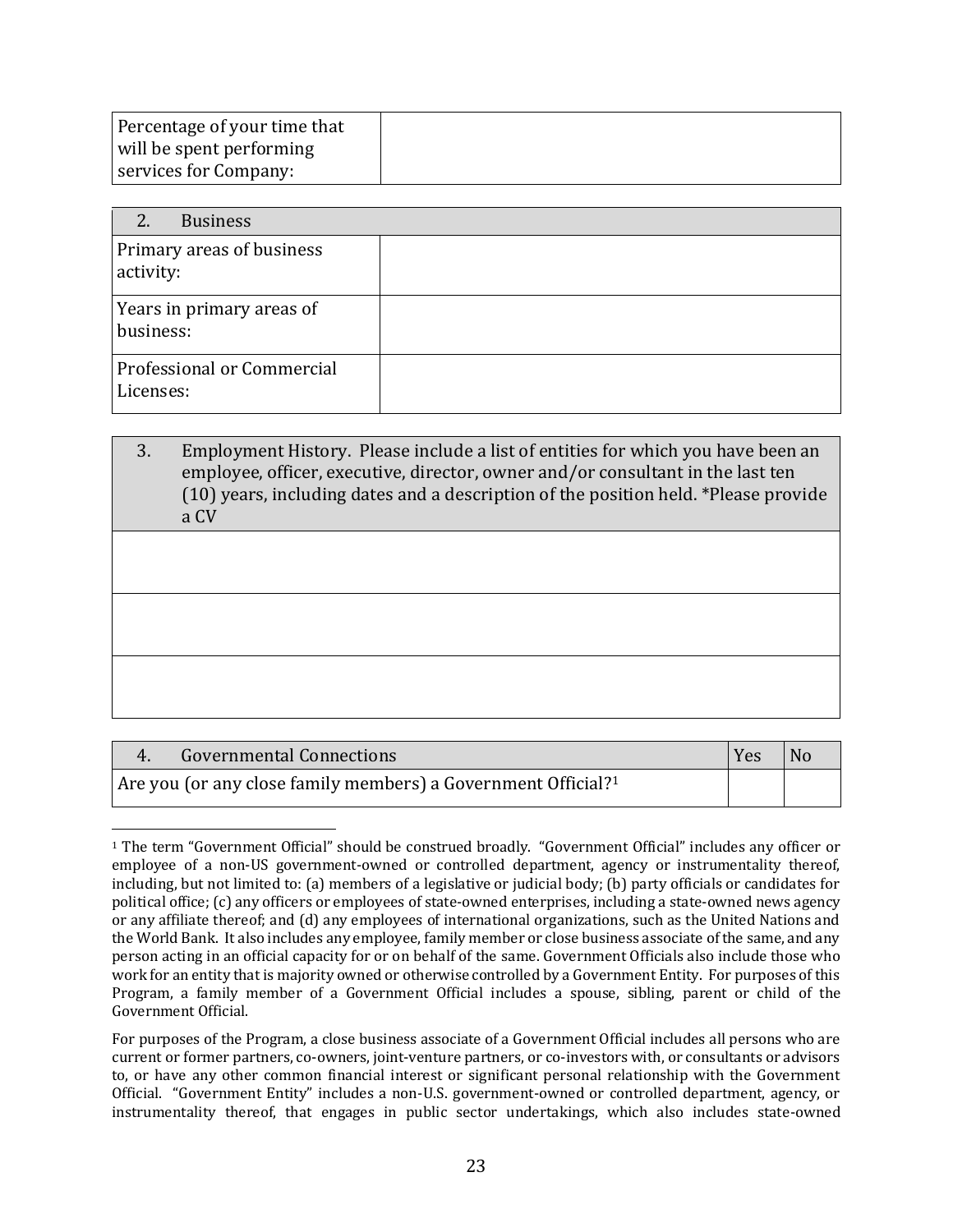| Percentage of your time that will be spent performing services for Company: | |
|---|---|

| 2. Business | |
|---|---|
| Primary areas of business activity: | |
| Years in primary areas of business: | |
| Professional or Commercial Licenses: | |

| 3. Employment History. Please include a list of entities for which you have been an employee, officer, executive, director, owner and/or consultant in the last ten (10) years, including dates and a description of the position held. *Please provide a CV |
|---|
| |
| |
| |

| 4. Governmental Connections | Yes | No |
|---|---|---|
| Are you (or any close family members) a Government Official?[1] | | |

---

[1] The term "Government Official" should be construed broadly. "Government Official" includes any officer or employee of a non-US government-owned or controlled department, agency or instrumentality thereof, including, but not limited to: (a) members of a legislative or judicial body; (b) party officials or candidates for political office; (c) any officers or employees of state-owned enterprises, including a state-owned news agency or any affiliate thereof; and (d) any employees of international organizations, such as the United Nations and the World Bank. It also includes any employee, family member or close business associate of the same, and any person acting in an official capacity for or on behalf of the same. Government Officials also include those who work for an entity that is majority owned or otherwise controlled by a Government Entity. For purposes of this Program, a family member of a Government Official includes a spouse, sibling, parent or child of the Government Official.

For purposes of the Program, a close business associate of a Government Official includes all persons who are current or former partners, co-owners, joint-venture partners, or co-investors with, or consultants or advisors to, or have any other common financial interest or significant personal relationship with the Government Official. "Government Entity" includes a non-U.S. government-owned or controlled department, agency, or instrumentality thereof, that engages in public sector undertakings, which also includes state-owned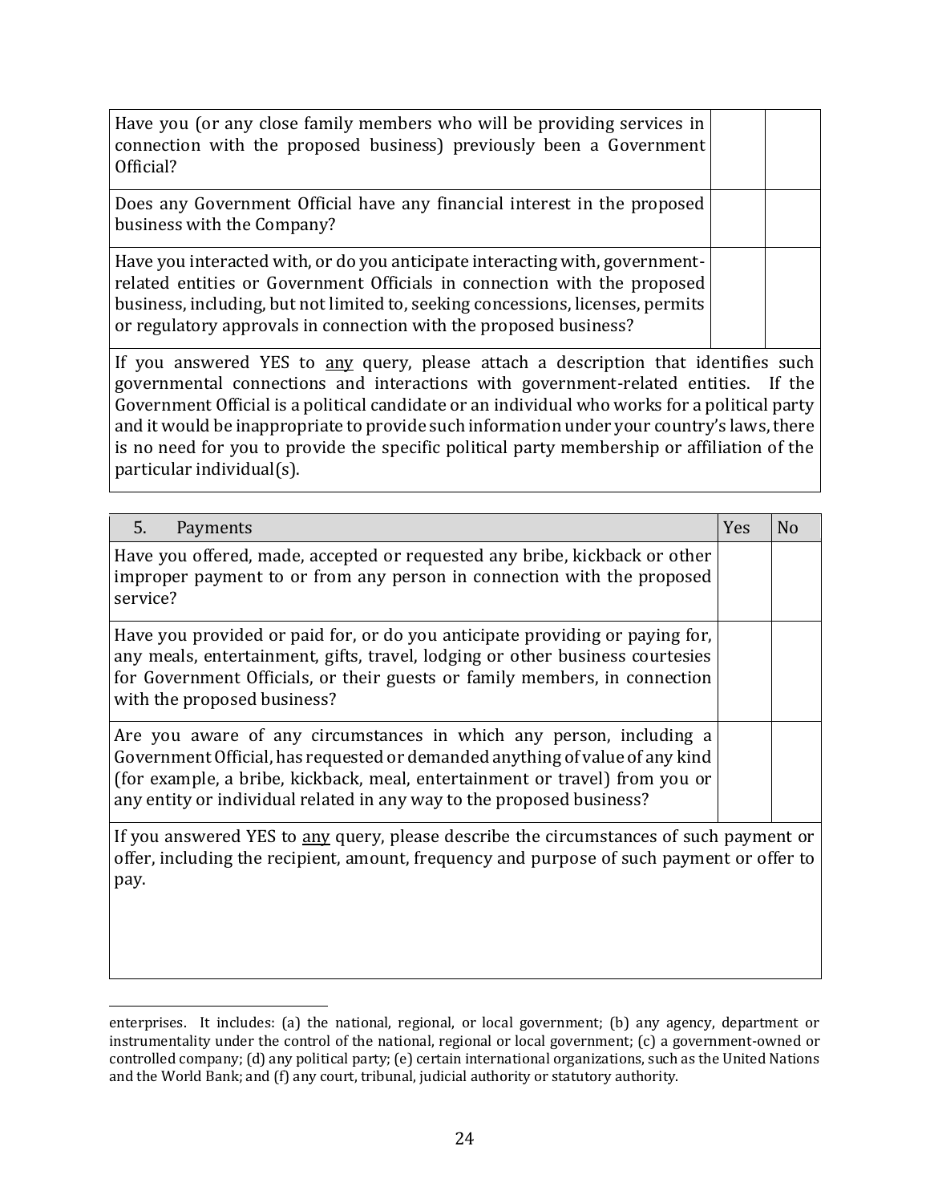| | | |
|---|---|---|
| Have you (or any close family members who will be providing services in connection with the proposed business) previously been a Government Official? | | |
| Does any Government Official have any financial interest in the proposed business with the Company? | | |
| Have you interacted with, or do you anticipate interacting with, government-related entities or Government Officials in connection with the proposed business, including, but not limited to, seeking concessions, licenses, permits or regulatory approvals in connection with the proposed business? | | |
| If you answered YES to <u>any</u> query, please attach a description that identifies such governmental connections and interactions with government-related entities. If the Government Official is a political candidate or an individual who works for a political party and it would be inappropriate to provide such information under your country's laws, there is no need for you to provide the specific political party membership or affiliation of the particular individual(s). | | |

| 5. Payments | Yes | No |
|---|---|---|
| Have you offered, made, accepted or requested any bribe, kickback or other improper payment to or from any person in connection with the proposed service? | | |
| Have you provided or paid for, or do you anticipate providing or paying for, any meals, entertainment, gifts, travel, lodging or other business courtesies for Government Officials, or their guests or family members, in connection with the proposed business? | | |
| Are you aware of any circumstances in which any person, including a Government Official, has requested or demanded anything of value of any kind (for example, a bribe, kickback, meal, entertainment or travel) from you or any entity or individual related in any way to the proposed business? | | |
| If you answered YES to <u>any</u> query, please describe the circumstances of such payment or offer, including the recipient, amount, frequency and purpose of such payment or offer to pay. | | |

enterprises. It includes: (a) the national, regional, or local government; (b) any agency, department or instrumentality under the control of the national, regional or local government; (c) a government-owned or controlled company; (d) any political party; (e) certain international organizations, such as the United Nations and the World Bank; and (f) any court, tribunal, judicial authority or statutory authority.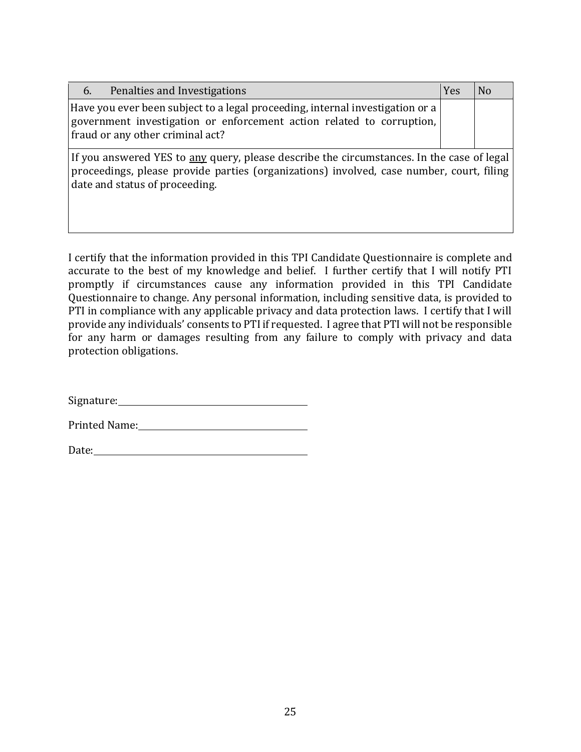| 6. Penalties and Investigations | Yes | No |
|---|---|---|
| Have you ever been subject to a legal proceeding, internal investigation or a government investigation or enforcement action related to corruption, fraud or any other criminal act? | | |
| If you answered YES to <u>any</u> query, please describe the circumstances. In the case of legal proceedings, please provide parties (organizations) involved, case number, court, filing date and status of proceeding. | | |

I certify that the information provided in this TPI Candidate Questionnaire is complete and accurate to the best of my knowledge and belief. I further certify that I will notify PTI promptly if circumstances cause any information provided in this TPI Candidate Questionnaire to change. Any personal information, including sensitive data, is provided to PTI in compliance with any applicable privacy and data protection laws. I certify that I will provide any individuals' consents to PTI if requested. I agree that PTI will not be responsible for any harm or damages resulting from any failure to comply with privacy and data protection obligations.

Signature:\_\_\_\_\_\_\_\_\_\_\_\_\_\_\_\_\_\_\_\_\_\_\_\_\_\_\_\_\_\_\_\_\_\_\_\_

Printed Name:\_\_\_\_\_\_\_\_\_\_\_\_\_\_\_\_\_\_\_\_\_\_\_\_\_\_\_\_\_\_\_\_

Date:\_\_\_\_\_\_\_\_\_\_\_\_\_\_\_\_\_\_\_\_\_\_\_\_\_\_\_\_\_\_\_\_\_\_\_\_\_\_\_\_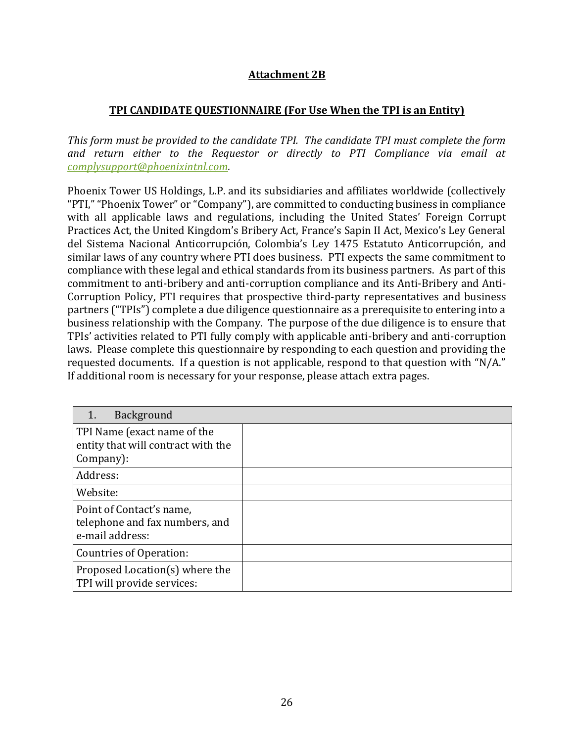## Attachment 2B

### TPI CANDIDATE QUESTIONNAIRE (For Use When the TPI is an Entity)

*This form must be provided to the candidate TPI. The candidate TPI must complete the form and return either to the Requestor or directly to PTI Compliance via email at [complysupport@phoenixintnl.com](mailto:complysupport@phoenixintnl.com).*

Phoenix Tower US Holdings, L.P. and its subsidiaries and affiliates worldwide (collectively "PTI," "Phoenix Tower" or "Company"), are committed to conducting business in compliance with all applicable laws and regulations, including the United States' Foreign Corrupt Practices Act, the United Kingdom's Bribery Act, France's Sapin II Act, Mexico's Ley General del Sistema Nacional Anticorrupción, Colombia's Ley 1475 Estatuto Anticorrupción, and similar laws of any country where PTI does business. PTI expects the same commitment to compliance with these legal and ethical standards from its business partners. As part of this commitment to anti-bribery and anti-corruption compliance and its Anti-Bribery and Anti-Corruption Policy, PTI requires that prospective third-party representatives and business partners ("TPIs") complete a due diligence questionnaire as a prerequisite to entering into a business relationship with the Company. The purpose of the due diligence is to ensure that TPIs' activities related to PTI fully comply with applicable anti-bribery and anti-corruption laws. Please complete this questionnaire by responding to each question and providing the requested documents. If a question is not applicable, respond to that question with "N/A." If additional room is necessary for your response, please attach extra pages.

| 1. Background | |
|---|---|
| TPI Name (exact name of the entity that will contract with the Company): | |
| Address: | |
| Website: | |
| Point of Contact's name, telephone and fax numbers, and e-mail address: | |
| Countries of Operation: | |
| Proposed Location(s) where the TPI will provide services: | |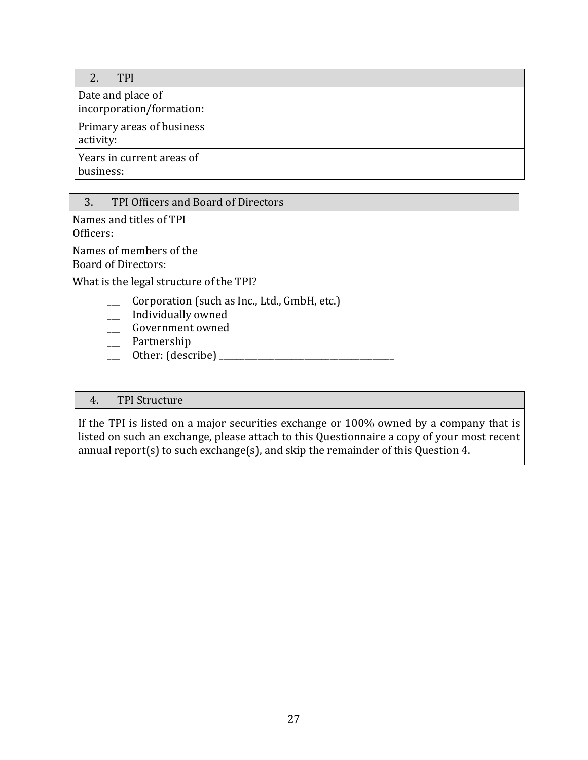| 2. TPI | |
|---|---|
| Date and place of incorporation/formation: | |
| Primary areas of business activity: | |
| Years in current areas of business: | |

| 3. TPI Officers and Board of Directors | |
|---|---|
| Names and titles of TPI Officers: | |
| Names of members of the Board of Directors: | |

What is the legal structure of the TPI?

___ Corporation (such as Inc., Ltd., GmbH, etc.)
___ Individually owned
___ Government owned
___ Partnership
___ Other: (describe) ________________________________________

| 4. TPI Structure |
|---|
| If the TPI is listed on a major securities exchange or 100% owned by a company that is listed on such an exchange, please attach to this Questionnaire a copy of your most recent annual report(s) to such exchange(s), <u>and</u> skip the remainder of this Question 4. |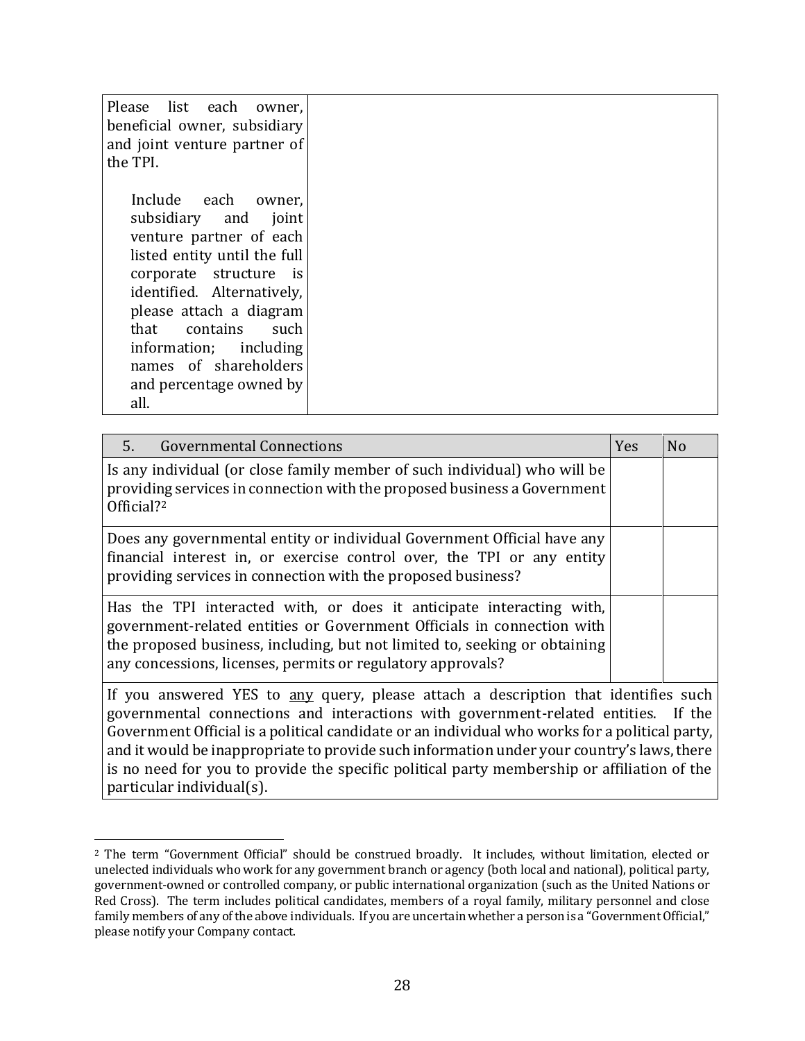| Please list each owner, beneficial owner, subsidiary and joint venture partner of the TPI.<br><br>Include each owner, subsidiary and joint venture partner of each listed entity until the full corporate structure is identified. Alternatively, please attach a diagram that contains such information; including names of shareholders and percentage owned by all. | |
|---|---|

| 5. Governmental Connections | Yes | No |
|---|---|---|
| Is any individual (or close family member of such individual) who will be providing services in connection with the proposed business a Government Official?[2] | | |
| Does any governmental entity or individual Government Official have any financial interest in, or exercise control over, the TPI or any entity providing services in connection with the proposed business? | | |
| Has the TPI interacted with, or does it anticipate interacting with, government-related entities or Government Officials in connection with the proposed business, including, but not limited to, seeking or obtaining any concessions, licenses, permits or regulatory approvals? | | |
| If you answered YES to <u>any</u> query, please attach a description that identifies such governmental connections and interactions with government-related entities. If the Government Official is a political candidate or an individual who works for a political party, and it would be inappropriate to provide such information under your country's laws, there is no need for you to provide the specific political party membership or affiliation of the particular individual(s). | | |

[2] The term "Government Official" should be construed broadly. It includes, without limitation, elected or unelected individuals who work for any government branch or agency (both local and national), political party, government-owned or controlled company, or public international organization (such as the United Nations or Red Cross). The term includes political candidates, members of a royal family, military personnel and close family members of any of the above individuals. If you are uncertain whether a person is a "Government Official," please notify your Company contact.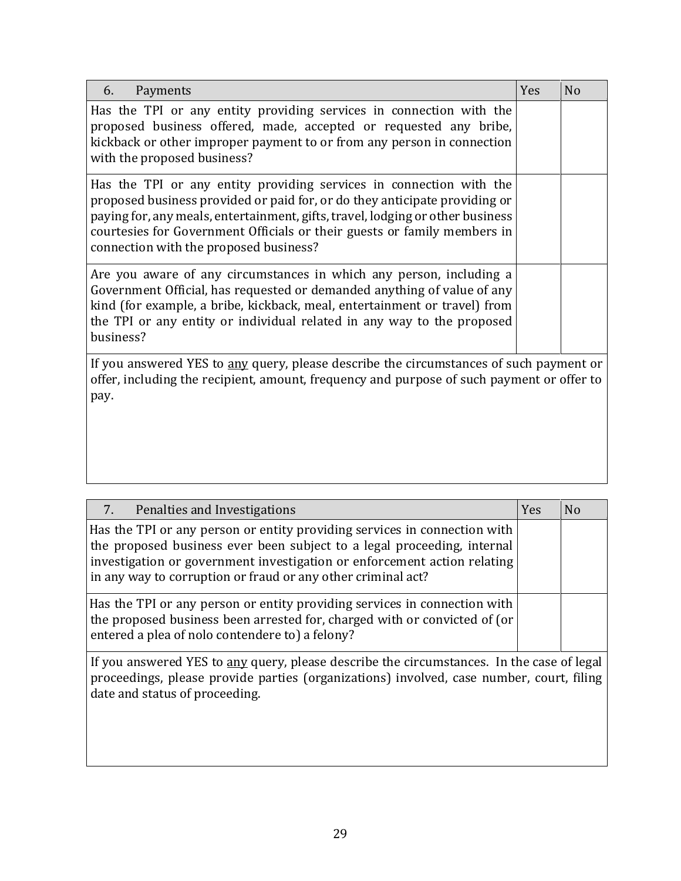| 6. Payments | Yes | No |
| --- | --- | --- |
| Has the TPI or any entity providing services in connection with the proposed business offered, made, accepted or requested any bribe, kickback or other improper payment to or from any person in connection with the proposed business? | | |
| Has the TPI or any entity providing services in connection with the proposed business provided or paid for, or do they anticipate providing or paying for, any meals, entertainment, gifts, travel, lodging or other business courtesies for Government Officials or their guests or family members in connection with the proposed business? | | |
| Are you aware of any circumstances in which any person, including a Government Official, has requested or demanded anything of value of any kind (for example, a bribe, kickback, meal, entertainment or travel) from the TPI or any entity or individual related in any way to the proposed business? | | |
| If you answered YES to <u>any</u> query, please describe the circumstances of such payment or offer, including the recipient, amount, frequency and purpose of such payment or offer to pay. | | |

| 7. Penalties and Investigations | Yes | No |
| --- | --- | --- |
| Has the TPI or any person or entity providing services in connection with the proposed business ever been subject to a legal proceeding, internal investigation or government investigation or enforcement action relating in any way to corruption or fraud or any other criminal act? | | |
| Has the TPI or any person or entity providing services in connection with the proposed business been arrested for, charged with or convicted of (or entered a plea of nolo contendere to) a felony? | | |
| If you answered YES to <u>any</u> query, please describe the circumstances. In the case of legal proceedings, please provide parties (organizations) involved, case number, court, filing date and status of proceeding. | | |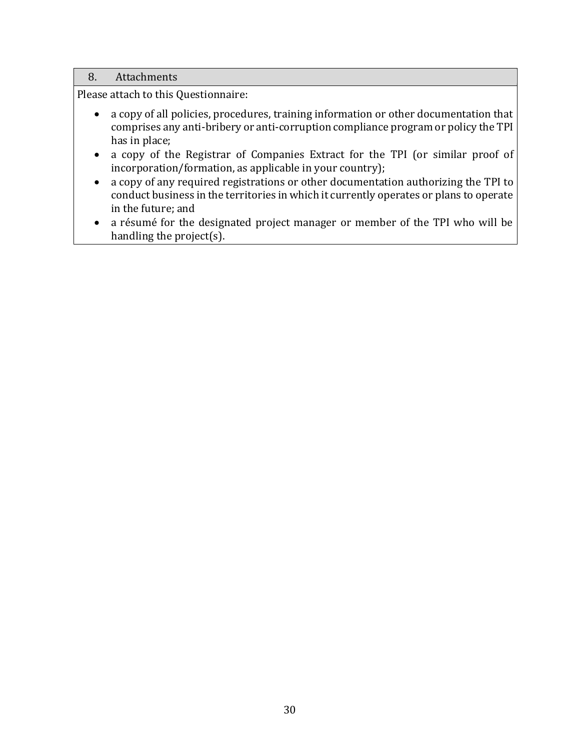## 8. Attachments

Please attach to this Questionnaire:

- a copy of all policies, procedures, training information or other documentation that comprises any anti-bribery or anti-corruption compliance program or policy the TPI has in place;
- a copy of the Registrar of Companies Extract for the TPI (or similar proof of incorporation/formation, as applicable in your country);
- a copy of any required registrations or other documentation authorizing the TPI to conduct business in the territories in which it currently operates or plans to operate in the future; and
- a résumé for the designated project manager or member of the TPI who will be handling the project(s).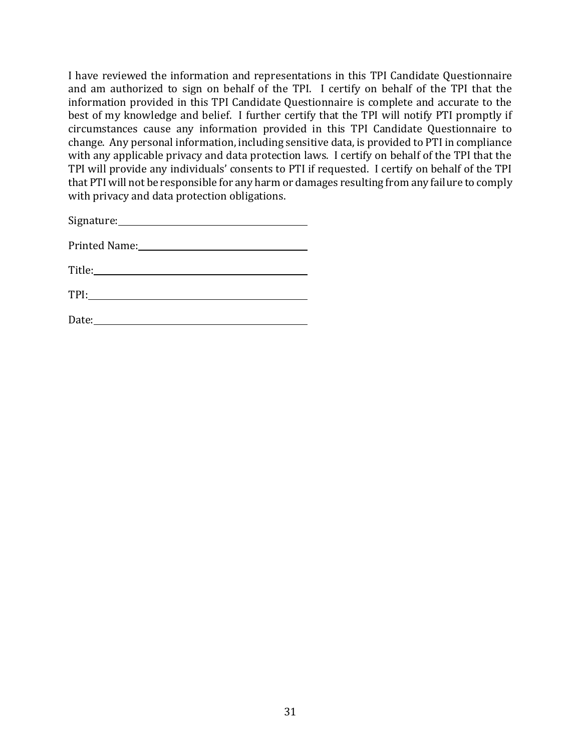I have reviewed the information and representations in this TPI Candidate Questionnaire and am authorized to sign on behalf of the TPI. I certify on behalf of the TPI that the information provided in this TPI Candidate Questionnaire is complete and accurate to the best of my knowledge and belief. I further certify that the TPI will notify PTI promptly if circumstances cause any information provided in this TPI Candidate Questionnaire to change. Any personal information, including sensitive data, is provided to PTI in compliance with any applicable privacy and data protection laws. I certify on behalf of the TPI that the TPI will provide any individuals' consents to PTI if requested. I certify on behalf of the TPI that PTI will not be responsible for any harm or damages resulting from any failure to comply with privacy and data protection obligations.

Signature:\_\_\_\_\_\_\_\_\_\_\_\_\_\_\_\_\_\_\_\_\_\_\_\_\_\_\_\_\_\_\_\_\_\_\_\_

Printed Name:\_\_\_\_\_\_\_\_\_\_\_\_\_\_\_\_\_\_\_\_\_\_\_\_\_\_\_\_\_\_\_\_

Title:\_\_\_\_\_\_\_\_\_\_\_\_\_\_\_\_\_\_\_\_\_\_\_\_\_\_\_\_\_\_\_\_\_\_\_\_\_\_\_\_\_\_

TPI:\_\_\_\_\_\_\_\_\_\_\_\_\_\_\_\_\_\_\_\_\_\_\_\_\_\_\_\_\_\_\_\_\_\_\_\_\_\_\_\_\_\_\_

Date:\_\_\_\_\_\_\_\_\_\_\_\_\_\_\_\_\_\_\_\_\_\_\_\_\_\_\_\_\_\_\_\_\_\_\_\_\_\_\_\_\_\_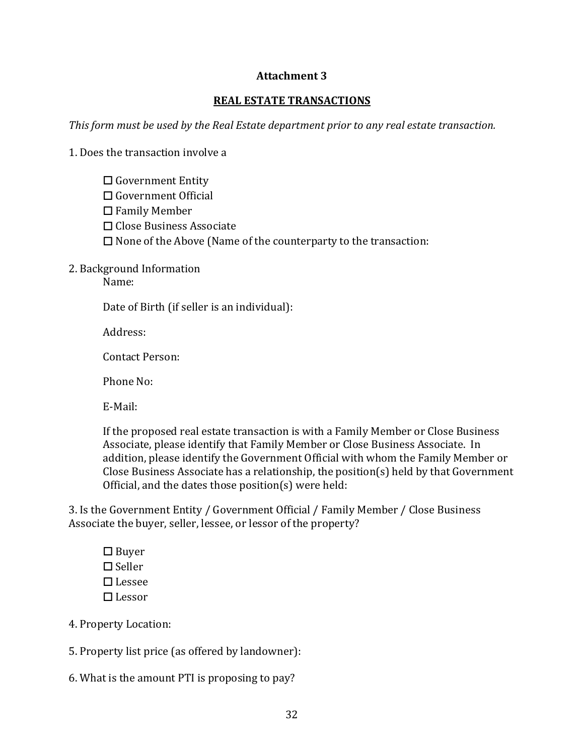**Attachment 3**

**REAL ESTATE TRANSACTIONS**

*This form must be used by the Real Estate department prior to any real estate transaction.*

1. Does the transaction involve a

   ☐ Government Entity
   ☐ Government Official
   ☐ Family Member
   ☐ Close Business Associate
   ☐ None of the Above (Name of the counterparty to the transaction:

2. Background Information

   Name:

   Date of Birth (if seller is an individual):

   Address:

   Contact Person:

   Phone No:

   E-Mail:

   If the proposed real estate transaction is with a Family Member or Close Business Associate, please identify that Family Member or Close Business Associate. In addition, please identify the Government Official with whom the Family Member or Close Business Associate has a relationship, the position(s) held by that Government Official, and the dates those position(s) were held:

3. Is the Government Entity / Government Official / Family Member / Close Business Associate the buyer, seller, lessee, or lessor of the property?

   ☐ Buyer
   ☐ Seller
   ☐ Lessee
   ☐ Lessor

4. Property Location:

5. Property list price (as offered by landowner):

6. What is the amount PTI is proposing to pay?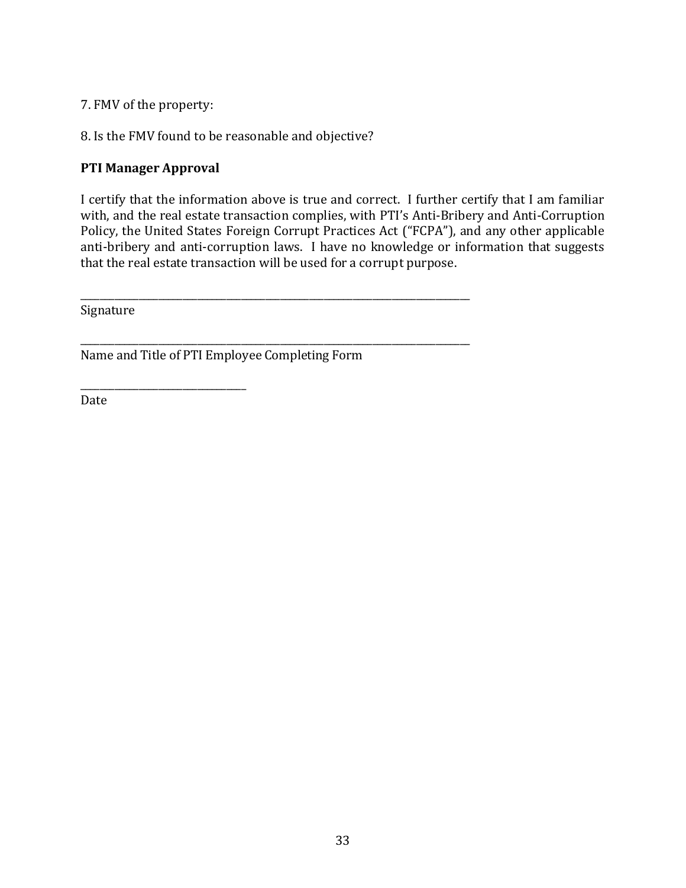7. FMV of the property:

8. Is the FMV found to be reasonable and objective?

**PTI Manager Approval**

I certify that the information above is true and correct. I further certify that I am familiar with, and the real estate transaction complies, with PTI's Anti-Bribery and Anti-Corruption Policy, the United States Foreign Corrupt Practices Act ("FCPA"), and any other applicable anti-bribery and anti-corruption laws. I have no knowledge or information that suggests that the real estate transaction will be used for a corrupt purpose.

\_\_\_\_\_\_\_\_\_\_\_\_\_\_\_\_\_\_\_\_\_\_\_\_\_\_\_\_\_\_\_\_\_\_\_\_\_\_\_\_\_\_\_\_\_\_\_\_\_\_\_\_\_\_\_\_\_\_\_\_\_\_\_\_\_\_\_\_\_\_\_\_\_\_\_\_\_\_
Signature

\_\_\_\_\_\_\_\_\_\_\_\_\_\_\_\_\_\_\_\_\_\_\_\_\_\_\_\_\_\_\_\_\_\_\_\_\_\_\_\_\_\_\_\_\_\_\_\_\_\_\_\_\_\_\_\_\_\_\_\_\_\_\_\_\_\_\_\_\_\_\_\_\_\_\_\_\_\_
Name and Title of PTI Employee Completing Form

\_\_\_\_\_\_\_\_\_\_\_\_\_\_\_\_\_\_\_\_\_\_\_\_\_\_\_\_\_\_\_\_\_\_
Date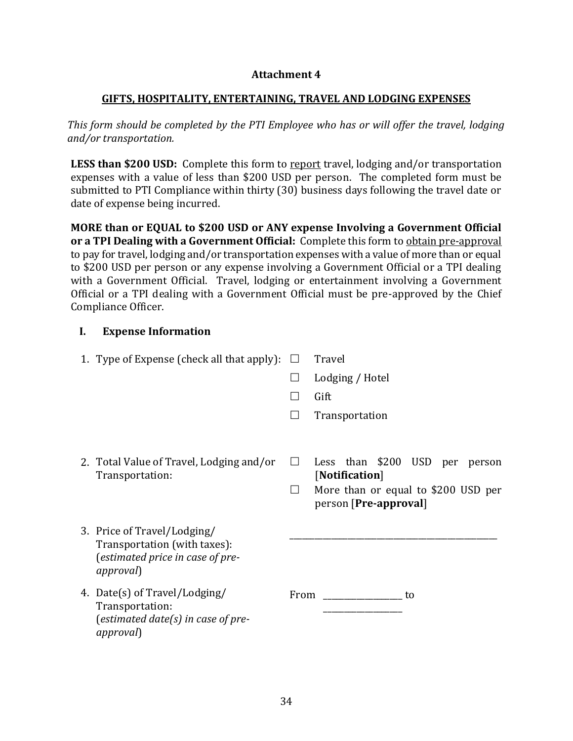**Attachment 4**

**GIFTS, HOSPITALITY, ENTERTAINING, TRAVEL AND LODGING EXPENSES**

*This form should be completed by the PTI Employee who has or will offer the travel, lodging and/or transportation.*

**LESS than $200 USD:** Complete this form to report travel, lodging and/or transportation expenses with a value of less than $200 USD per person. The completed form must be submitted to PTI Compliance within thirty (30) business days following the travel date or date of expense being incurred.

**MORE than or EQUAL to $200 USD or ANY expense Involving a Government Official or a TPI Dealing with a Government Official:** Complete this form to obtain pre-approval to pay for travel, lodging and/or transportation expenses with a value of more than or equal to $200 USD per person or any expense involving a Government Official or a TPI dealing with a Government Official. Travel, lodging or entertainment involving a Government Official or a TPI dealing with a Government Official must be pre-approved by the Chief Compliance Officer.

## I. Expense Information

1. Type of Expense (check all that apply):
   - ☐ Travel
   - ☐ Lodging / Hotel
   - ☐ Gift
   - ☐ Transportation

2. Total Value of Travel, Lodging and/or Transportation:
   - ☐ Less than $200 USD per person [**Notification**]
   - ☐ More than or equal to $200 USD per person [**Pre-approval**]

3. Price of Travel/Lodging/ Transportation (with taxes): (*estimated price in case of pre-approval*) \_\_\_\_\_\_\_\_\_\_\_\_\_\_\_\_\_\_\_\_\_\_\_\_\_\_\_\_\_\_\_\_\_\_\_\_

4. Date(s) of Travel/Lodging/ Transportation: (*estimated date(s) in case of pre-approval*) From \_\_\_\_\_\_\_\_\_\_\_\_\_\_ to \_\_\_\_\_\_\_\_\_\_\_\_\_\_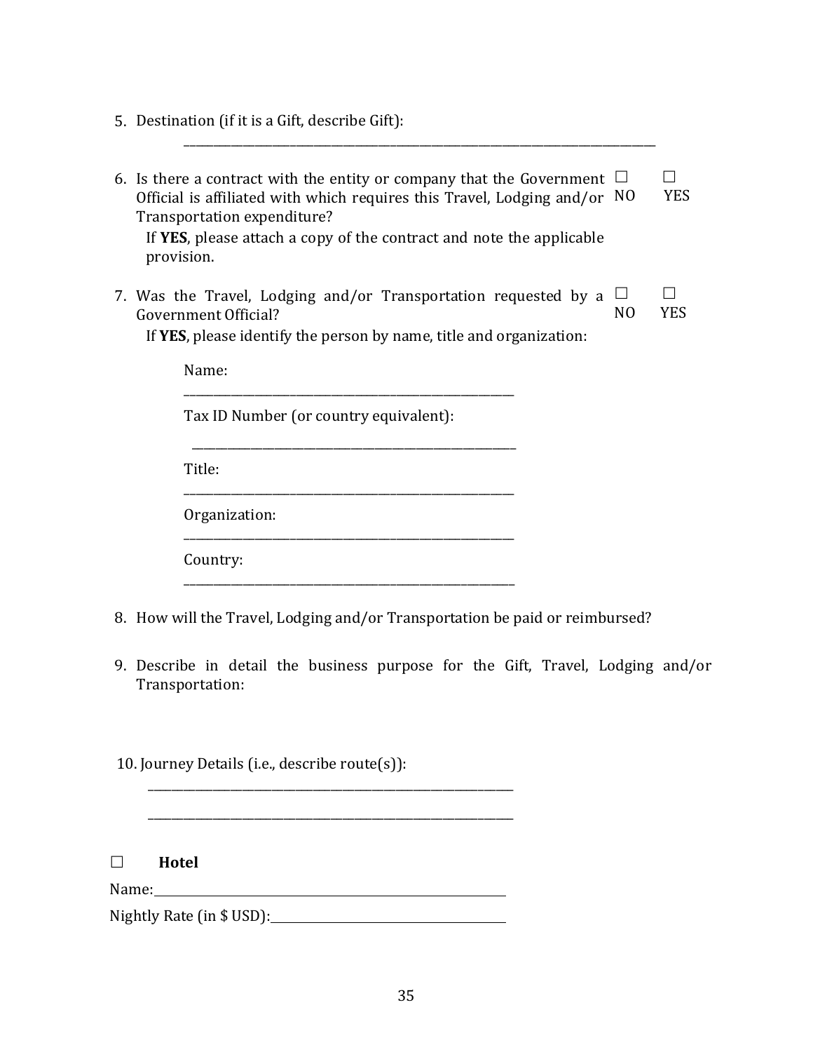5. Destination (if it is a Gift, describe Gift):

   ______________________________________________________________________________

6. Is there a contract with the entity or company that the Government Official is affiliated with which requires this Travel, Lodging and/or Transportation expenditure? ☐ NO ☐ YES

   If **YES**, please attach a copy of the contract and note the applicable provision.

7. Was the Travel, Lodging and/or Transportation requested by a Government Official? ☐ NO ☐ YES

   If **YES**, please identify the person by name, title and organization:

   Name:
   ______________________________________________________

   Tax ID Number (or country equivalent):
   ______________________________________________________

   Title:
   ______________________________________________________

   Organization:
   ______________________________________________________

   Country:
   ______________________________________________________

8. How will the Travel, Lodging and/or Transportation be paid or reimbursed?

9. Describe in detail the business purpose for the Gift, Travel, Lodging and/or Transportation:

10. Journey Details (i.e., describe route(s)):

    ______________________________________________________________

    ______________________________________________________________

☐ **Hotel**

Name:______________________________________________________

Nightly Rate (in $ USD):_____________________________________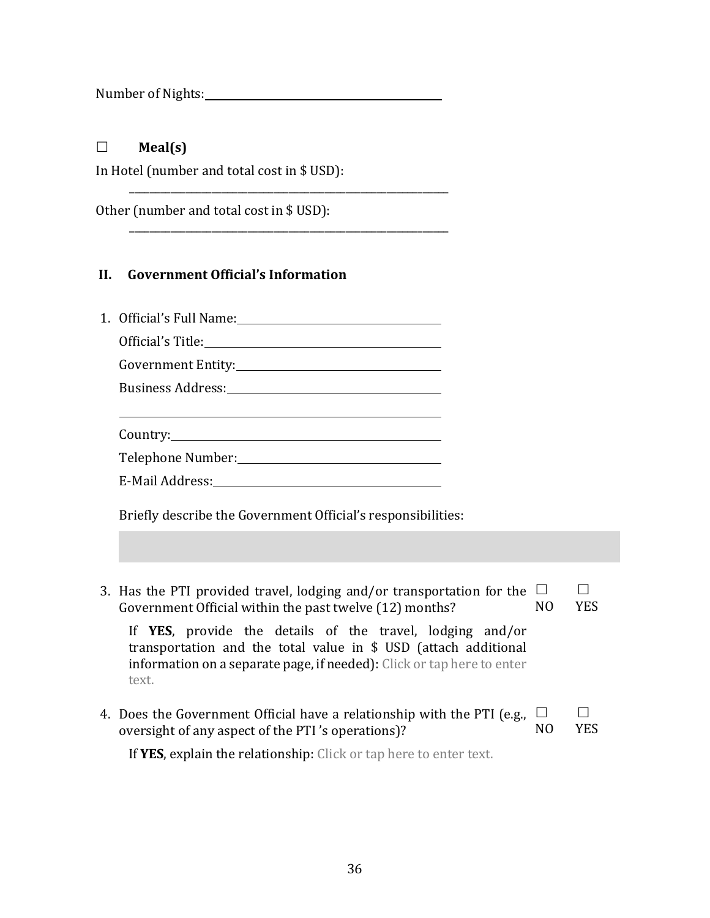Number of Nights: ____________________

☐ **Meal(s)**

In Hotel (number and total cost in $ USD):

____________________

Other (number and total cost in $ USD):

____________________

## II. Government Official's Information

1. Official's Full Name: ____________________

   Official's Title: ____________________

   Government Entity: ____________________

   Business Address: ____________________

   ____________________

   Country: ____________________

   Telephone Number: ____________________

   E-Mail Address: ____________________

   Briefly describe the Government Official's responsibilities:

3. Has the PTI provided travel, lodging and/or transportation for the Government Official within the past twelve (12) months? ☐ NO ☐ YES

   If **YES**, provide the details of the travel, lodging and/or transportation and the total value in $ USD (attach additional information on a separate page, if needed): Click or tap here to enter text.

4. Does the Government Official have a relationship with the PTI (e.g., oversight of any aspect of the PTI 's operations)? ☐ NO ☐ YES

   If **YES**, explain the relationship: Click or tap here to enter text.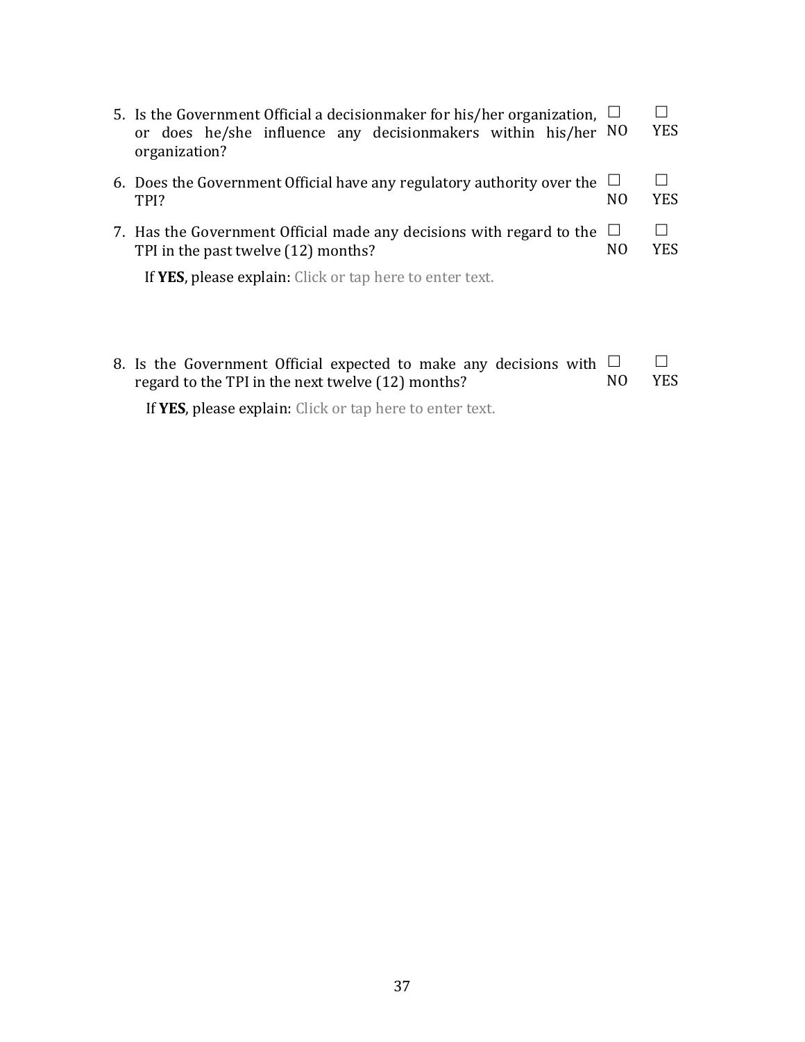5. Is the Government Official a decisionmaker for his/her organization, or does he/she influence any decisionmakers within his/her organization? ☐ NO ☐ YES

6. Does the Government Official have any regulatory authority over the TPI? ☐ NO ☐ YES

7. Has the Government Official made any decisions with regard to the TPI in the past twelve (12) months? ☐ NO ☐ YES

   If **YES**, please explain: Click or tap here to enter text.

8. Is the Government Official expected to make any decisions with regard to the TPI in the next twelve (12) months? ☐ NO ☐ YES

   If **YES**, please explain: Click or tap here to enter text.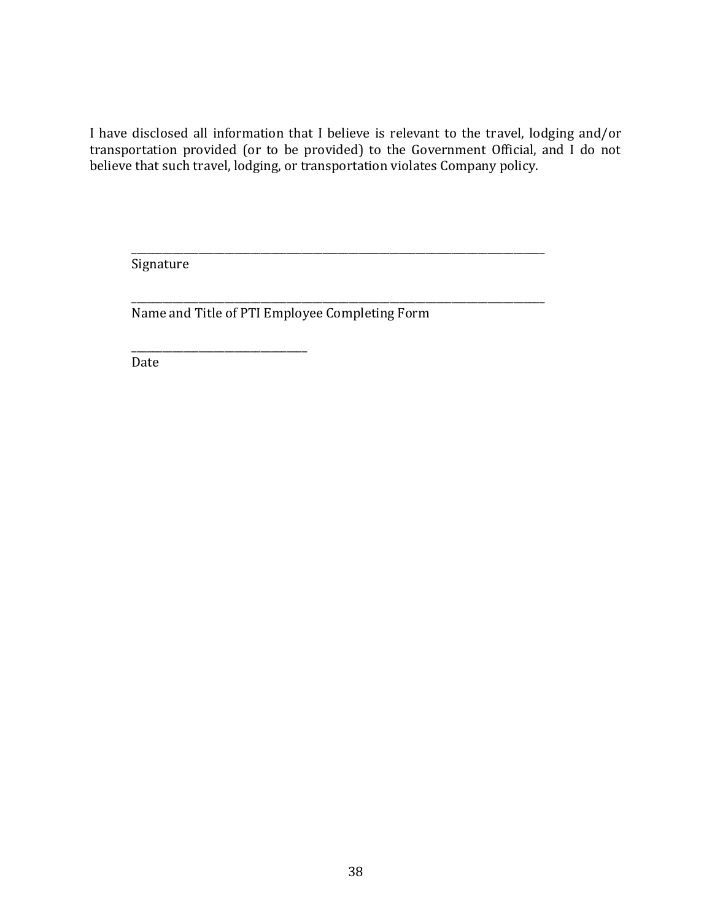I have disclosed all information that I believe is relevant to the travel, lodging and/or transportation provided (or to be provided) to the Government Official, and I do not believe that such travel, lodging, or transportation violates Company policy.

______________________________________________________________________
Signature

______________________________________________________________________
Name and Title of PTI Employee Completing Form

______________________________
Date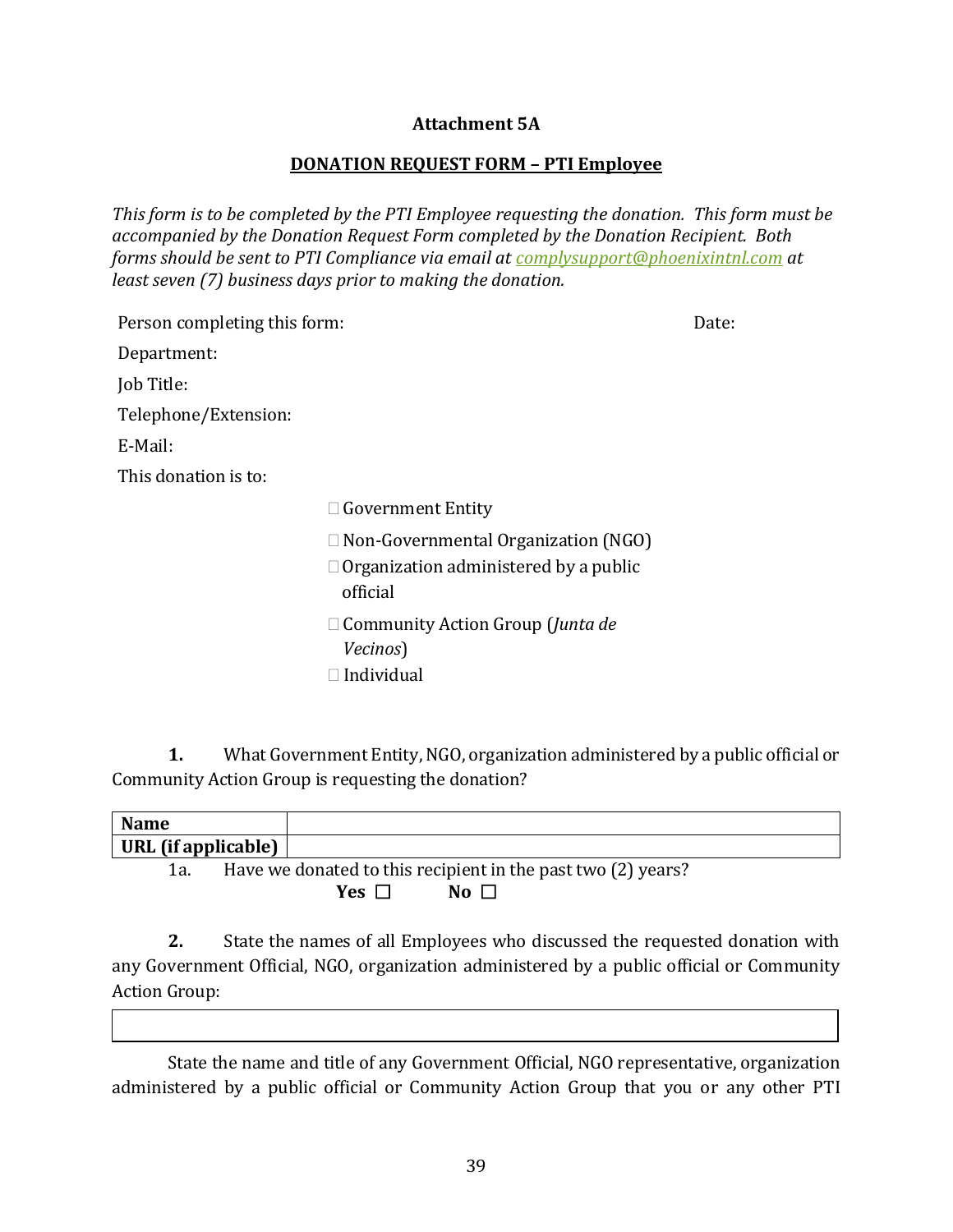**Attachment 5A**

**DONATION REQUEST FORM – PTI Employee**

*This form is to be completed by the PTI Employee requesting the donation. This form must be accompanied by the Donation Request Form completed by the Donation Recipient. Both forms should be sent to PTI Compliance via email at complysupport@phoenixintnl.com at least seven (7) business days prior to making the donation.*

Person completing this form: Date:

Department:

Job Title:

Telephone/Extension:

E-Mail:

This donation is to:

- ☐ Government Entity
- ☐ Non-Governmental Organization (NGO)
- ☐ Organization administered by a public official
- ☐ Community Action Group (*Junta de Vecinos*)
- ☐ Individual

**1.** What Government Entity, NGO, organization administered by a public official or Community Action Group is requesting the donation?

| **Name** | |
|---|---|
| **URL (if applicable)** | |

1a. Have we donated to this recipient in the past two (2) years?

**Yes** ☐ **No** ☐

**2.** State the names of all Employees who discussed the requested donation with any Government Official, NGO, organization administered by a public official or Community Action Group:

| |
|---|
| |

State the name and title of any Government Official, NGO representative, organization administered by a public official or Community Action Group that you or any other PTI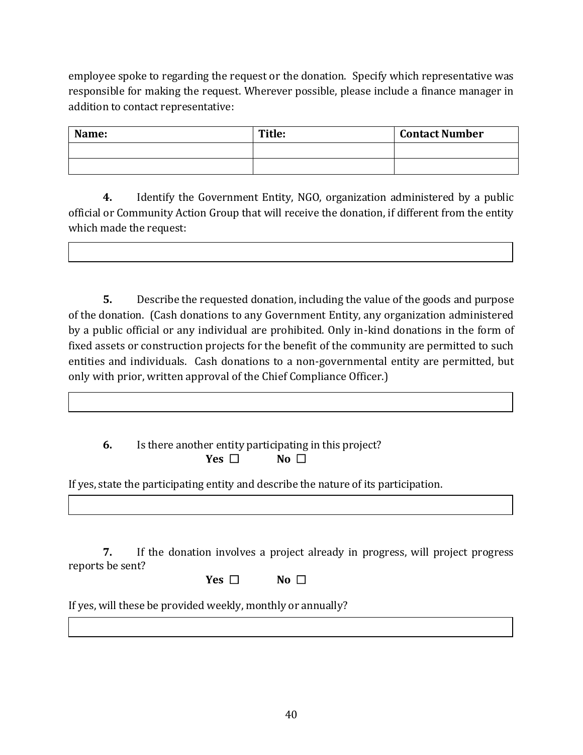employee spoke to regarding the request or the donation. Specify which representative was responsible for making the request. Wherever possible, please include a finance manager in addition to contact representative:

| Name: | Title: | Contact Number |
|---|---|---|
| | | |
| | | |

**4.** Identify the Government Entity, NGO, organization administered by a public official or Community Action Group that will receive the donation, if different from the entity which made the request:

| |
|---|

**5.** Describe the requested donation, including the value of the goods and purpose of the donation. (Cash donations to any Government Entity, any organization administered by a public official or any individual are prohibited. Only in-kind donations in the form of fixed assets or construction projects for the benefit of the community are permitted to such entities and individuals. Cash donations to a non-governmental entity are permitted, but only with prior, written approval of the Chief Compliance Officer.)

| |
|---|

**6.** Is there another entity participating in this project?

**Yes** ☐ **No** ☐

If yes, state the participating entity and describe the nature of its participation.

| |
|---|

**7.** If the donation involves a project already in progress, will project progress reports be sent?

**Yes** ☐ **No** ☐

If yes, will these be provided weekly, monthly or annually?

| |
|---|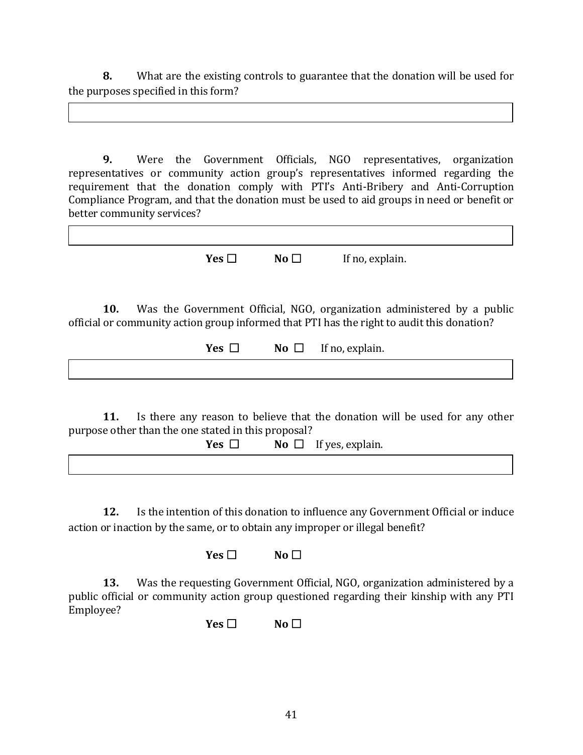**8.** What are the existing controls to guarantee that the donation will be used for the purposes specified in this form?

| |
|---|
| |

**9.** Were the Government Officials, NGO representatives, organization representatives or community action group's representatives informed regarding the requirement that the donation comply with PTI's Anti-Bribery and Anti-Corruption Compliance Program, and that the donation must be used to aid groups in need or benefit or better community services?

| |
|---|
| |

**Yes** ☐ **No** ☐ If no, explain.

**10.** Was the Government Official, NGO, organization administered by a public official or community action group informed that PTI has the right to audit this donation?

**Yes** ☐ **No** ☐ If no, explain.

| |
|---|
| |

**11.** Is there any reason to believe that the donation will be used for any other purpose other than the one stated in this proposal?

**Yes** ☐ **No** ☐ If yes, explain.

| |
|---|
| |

**12.** Is the intention of this donation to influence any Government Official or induce action or inaction by the same, or to obtain any improper or illegal benefit?

**Yes** ☐ **No** ☐

**13.** Was the requesting Government Official, NGO, organization administered by a public official or community action group questioned regarding their kinship with any PTI Employee?

**Yes** ☐ **No** ☐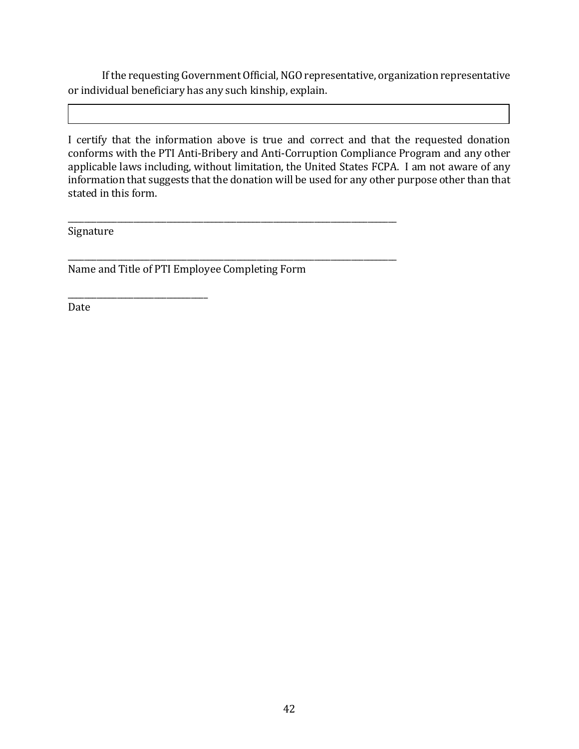If the requesting Government Official, NGO representative, organization representative or individual beneficiary has any such kinship, explain.

| |
|---|
| |

I certify that the information above is true and correct and that the requested donation conforms with the PTI Anti-Bribery and Anti-Corruption Compliance Program and any other applicable laws including, without limitation, the United States FCPA. I am not aware of any information that suggests that the donation will be used for any other purpose other than that stated in this form.

\_\_\_\_\_\_\_\_\_\_\_\_\_\_\_\_\_\_\_\_\_\_\_\_\_\_\_\_\_\_\_\_\_\_\_\_\_\_\_\_\_\_\_\_\_\_\_\_\_\_\_\_\_\_\_\_\_\_\_\_\_\_\_\_\_\_\_\_\_\_\_\_

Signature

\_\_\_\_\_\_\_\_\_\_\_\_\_\_\_\_\_\_\_\_\_\_\_\_\_\_\_\_\_\_\_\_\_\_\_\_\_\_\_\_\_\_\_\_\_\_\_\_\_\_\_\_\_\_\_\_\_\_\_\_\_\_\_\_\_\_\_\_\_\_\_\_

Name and Title of PTI Employee Completing Form

\_\_\_\_\_\_\_\_\_\_\_\_\_\_\_\_\_\_\_\_\_\_\_\_\_\_\_\_\_\_\_\_

Date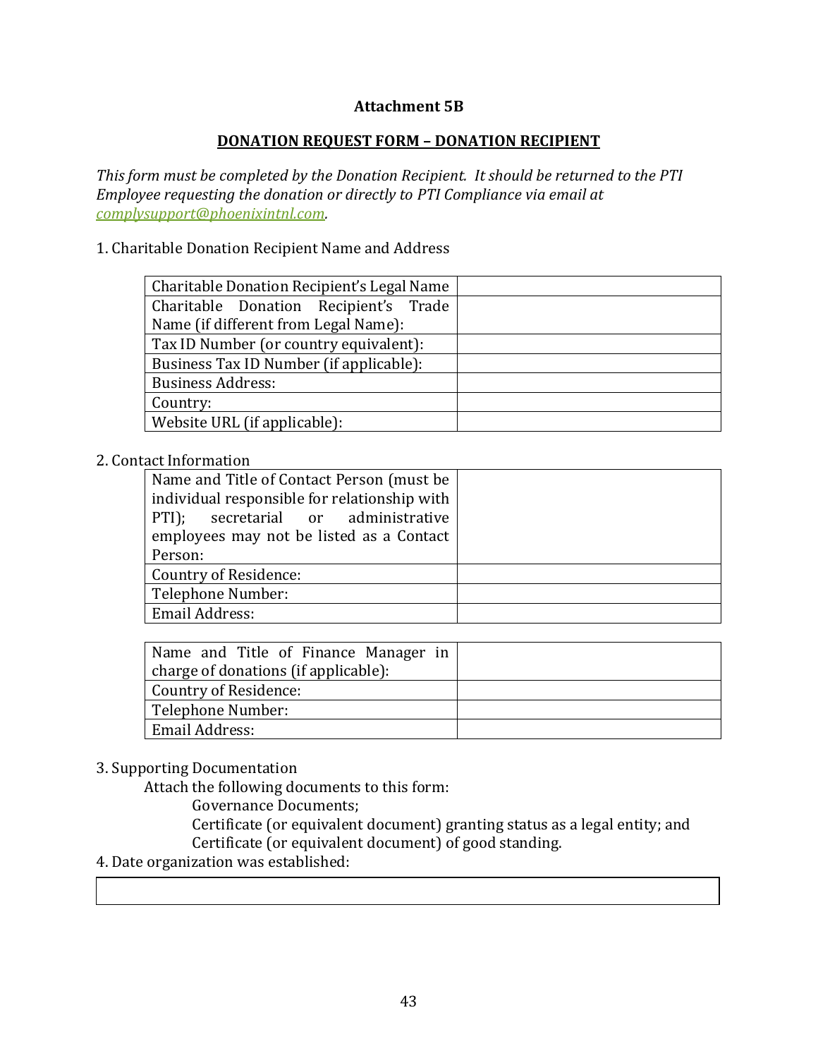**Attachment 5B**

**DONATION REQUEST FORM – DONATION RECIPIENT**

*This form must be completed by the Donation Recipient. It should be returned to the PTI Employee requesting the donation or directly to PTI Compliance via email at [complysupport@phoenixintnl.com](mailto:complysupport@phoenixintnl.com).*

1. Charitable Donation Recipient Name and Address

| Charitable Donation Recipient's Legal Name | |
|---|---|
| Charitable Donation Recipient's Trade Name (if different from Legal Name): | |
| Tax ID Number (or country equivalent): | |
| Business Tax ID Number (if applicable): | |
| Business Address: | |
| Country: | |
| Website URL (if applicable): | |

2. Contact Information

| Name and Title of Contact Person (must be individual responsible for relationship with PTI); secretarial or administrative employees may not be listed as a Contact Person: | |
|---|---|
| Country of Residence: | |
| Telephone Number: | |
| Email Address: | |

| Name and Title of Finance Manager in charge of donations (if applicable): | |
|---|---|
| Country of Residence: | |
| Telephone Number: | |
| Email Address: | |

3. Supporting Documentation

Attach the following documents to this form:

- Governance Documents;
- Certificate (or equivalent document) granting status as a legal entity; and
- Certificate (or equivalent document) of good standing.

4. Date organization was established:

| |
|---|
| |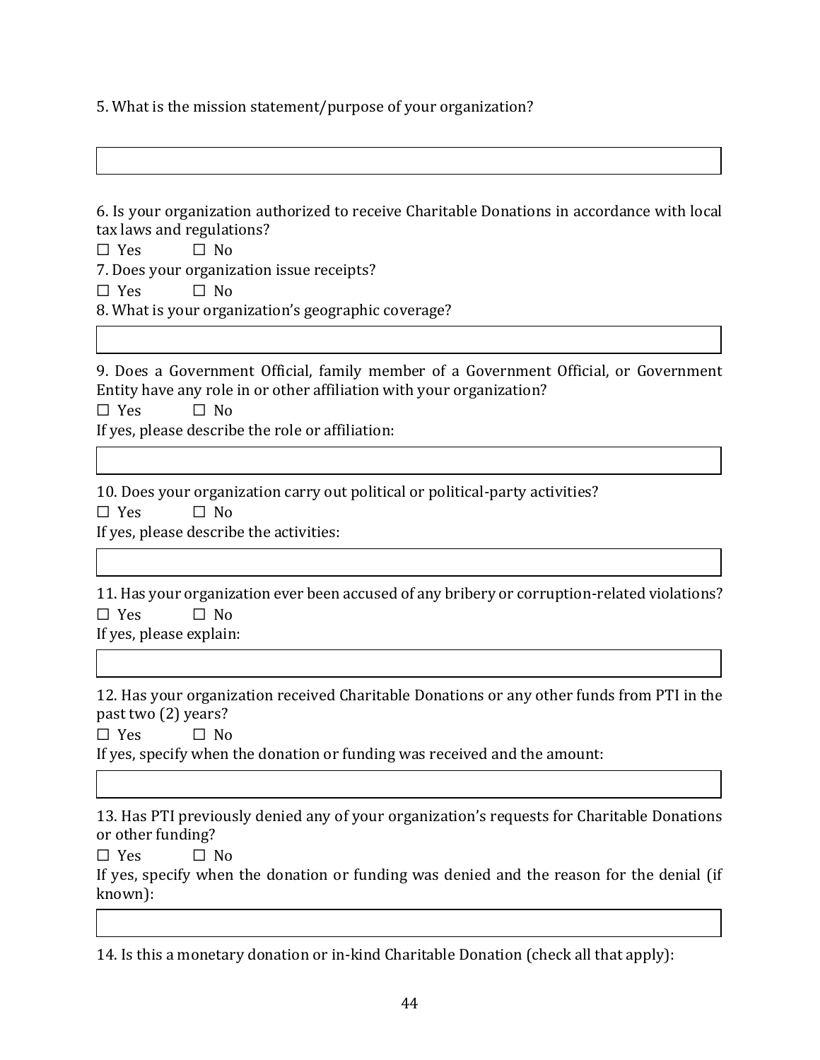5. What is the mission statement/purpose of your organization?

6. Is your organization authorized to receive Charitable Donations in accordance with local tax laws and regulations?

☐ Yes ☐ No

7. Does your organization issue receipts?

☐ Yes ☐ No

8. What is your organization's geographic coverage?

9. Does a Government Official, family member of a Government Official, or Government Entity have any role in or other affiliation with your organization?

☐ Yes ☐ No

If yes, please describe the role or affiliation:

10. Does your organization carry out political or political-party activities?

☐ Yes ☐ No

If yes, please describe the activities:

11. Has your organization ever been accused of any bribery or corruption-related violations?

☐ Yes ☐ No

If yes, please explain:

12. Has your organization received Charitable Donations or any other funds from PTI in the past two (2) years?

☐ Yes ☐ No

If yes, specify when the donation or funding was received and the amount:

13. Has PTI previously denied any of your organization's requests for Charitable Donations or other funding?

☐ Yes ☐ No

If yes, specify when the donation or funding was denied and the reason for the denial (if known):

14. Is this a monetary donation or in-kind Charitable Donation (check all that apply):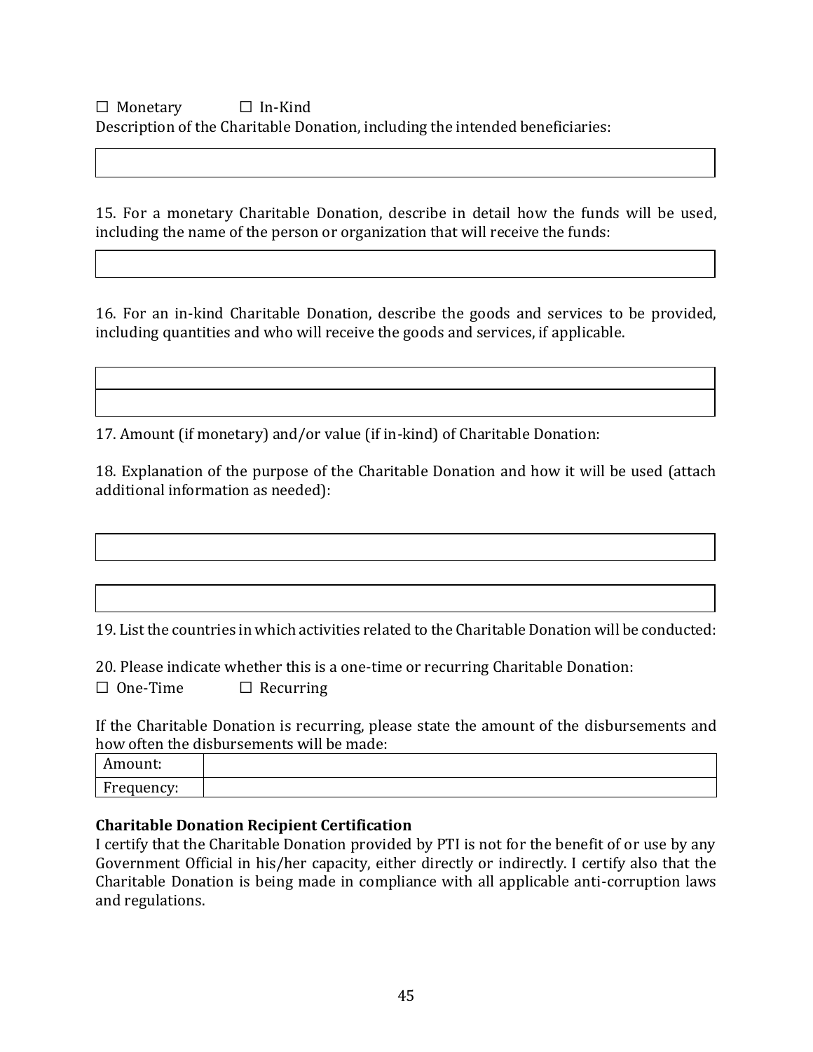☐ Monetary ☐ In-Kind

Description of the Charitable Donation, including the intended beneficiaries:

15. For a monetary Charitable Donation, describe in detail how the funds will be used, including the name of the person or organization that will receive the funds:

16. For an in-kind Charitable Donation, describe the goods and services to be provided, including quantities and who will receive the goods and services, if applicable.

17. Amount (if monetary) and/or value (if in-kind) of Charitable Donation:

18. Explanation of the purpose of the Charitable Donation and how it will be used (attach additional information as needed):

19. List the countries in which activities related to the Charitable Donation will be conducted:

20. Please indicate whether this is a one-time or recurring Charitable Donation:

☐ One-Time ☐ Recurring

If the Charitable Donation is recurring, please state the amount of the disbursements and how often the disbursements will be made:

| Amount: | |
|---|---|
| Frequency: | |

**Charitable Donation Recipient Certification**

I certify that the Charitable Donation provided by PTI is not for the benefit of or use by any Government Official in his/her capacity, either directly or indirectly. I certify also that the Charitable Donation is being made in compliance with all applicable anti-corruption laws and regulations.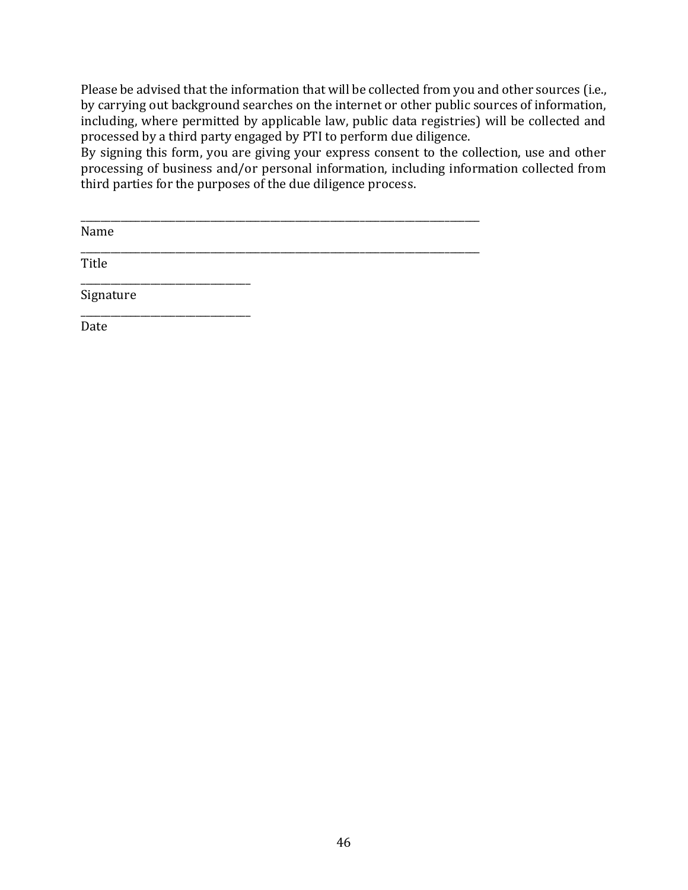Please be advised that the information that will be collected from you and other sources (i.e., by carrying out background searches on the internet or other public sources of information, including, where permitted by applicable law, public data registries) will be collected and processed by a third party engaged by PTI to perform due diligence.

By signing this form, you are giving your express consent to the collection, use and other processing of business and/or personal information, including information collected from third parties for the purposes of the due diligence process.

______________________________________________________________________________

Name

______________________________________________________________________________

Title

________________________________

Signature

________________________________

Date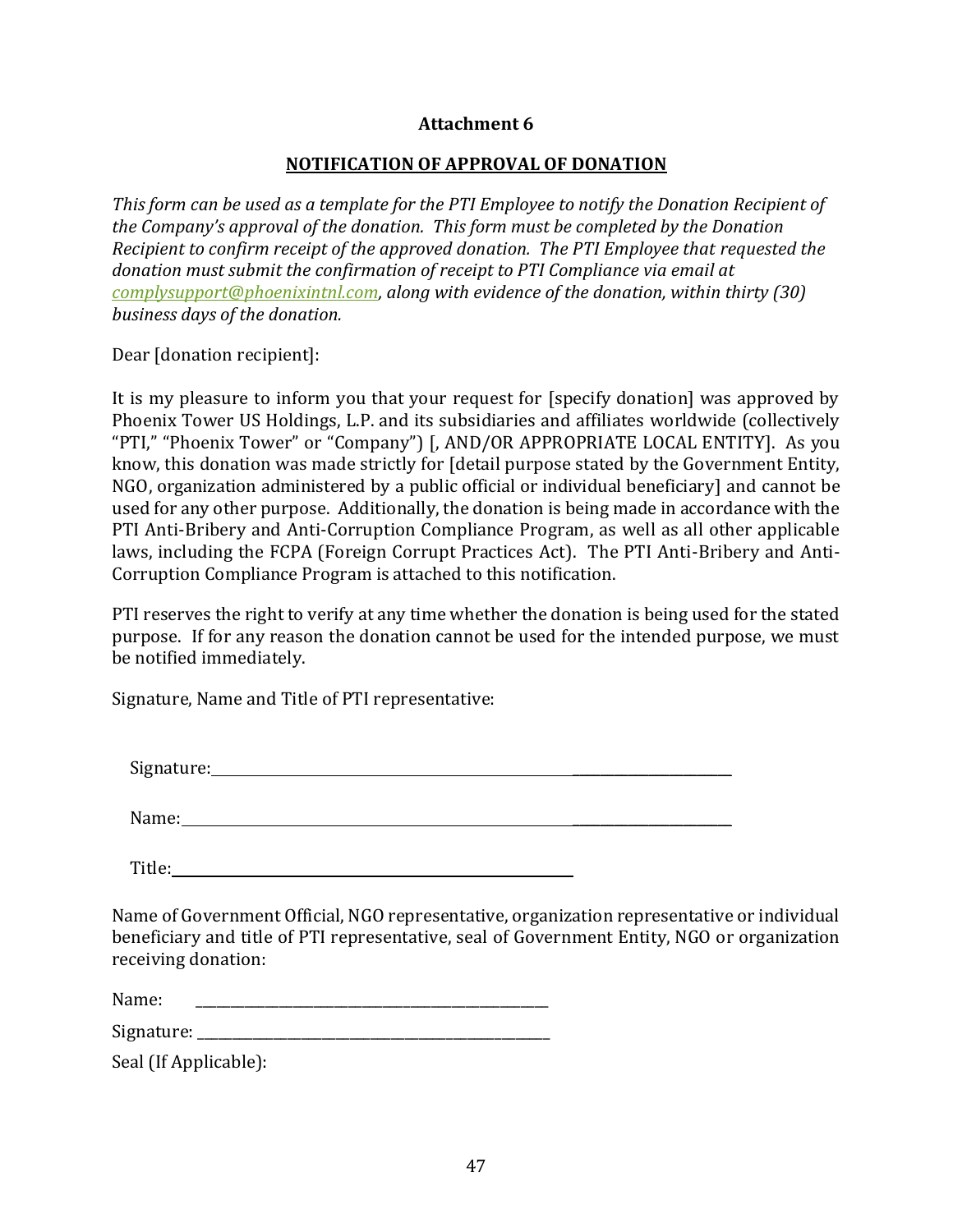**Attachment 6**

**NOTIFICATION OF APPROVAL OF DONATION**

*This form can be used as a template for the PTI Employee to notify the Donation Recipient of the Company's approval of the donation. This form must be completed by the Donation Recipient to confirm receipt of the approved donation. The PTI Employee that requested the donation must submit the confirmation of receipt to PTI Compliance via email at complysupport@phoenixintnl.com, along with evidence of the donation, within thirty (30) business days of the donation.*

Dear [donation recipient]:

It is my pleasure to inform you that your request for [specify donation] was approved by Phoenix Tower US Holdings, L.P. and its subsidiaries and affiliates worldwide (collectively "PTI," "Phoenix Tower" or "Company") [, AND/OR APPROPRIATE LOCAL ENTITY]. As you know, this donation was made strictly for [detail purpose stated by the Government Entity, NGO, organization administered by a public official or individual beneficiary] and cannot be used for any other purpose. Additionally, the donation is being made in accordance with the PTI Anti-Bribery and Anti-Corruption Compliance Program, as well as all other applicable laws, including the FCPA (Foreign Corrupt Practices Act). The PTI Anti-Bribery and Anti-Corruption Compliance Program is attached to this notification.

PTI reserves the right to verify at any time whether the donation is being used for the stated purpose. If for any reason the donation cannot be used for the intended purpose, we must be notified immediately.

Signature, Name and Title of PTI representative:

Signature: ______________________________

Name: ______________________________

Title: ______________________________

Name of Government Official, NGO representative, organization representative or individual beneficiary and title of PTI representative, seal of Government Entity, NGO or organization receiving donation:

Name: ______________________________

Signature: ______________________________

Seal (If Applicable):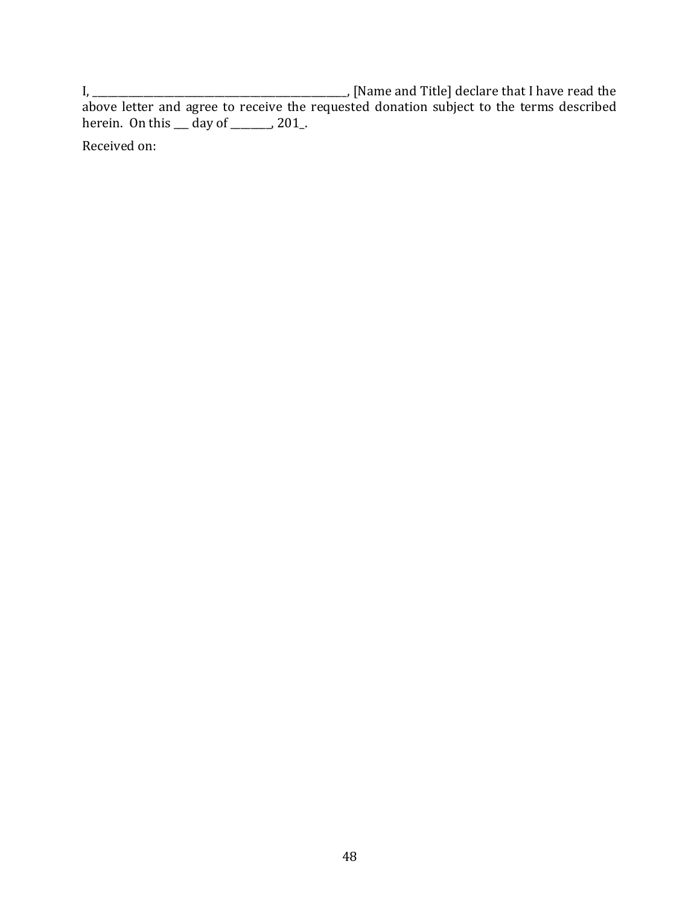I, _____________________________________________________, [Name and Title] declare that I have read the above letter and agree to receive the requested donation subject to the terms described herein. On this ___ day of ________, 201_.

Received on: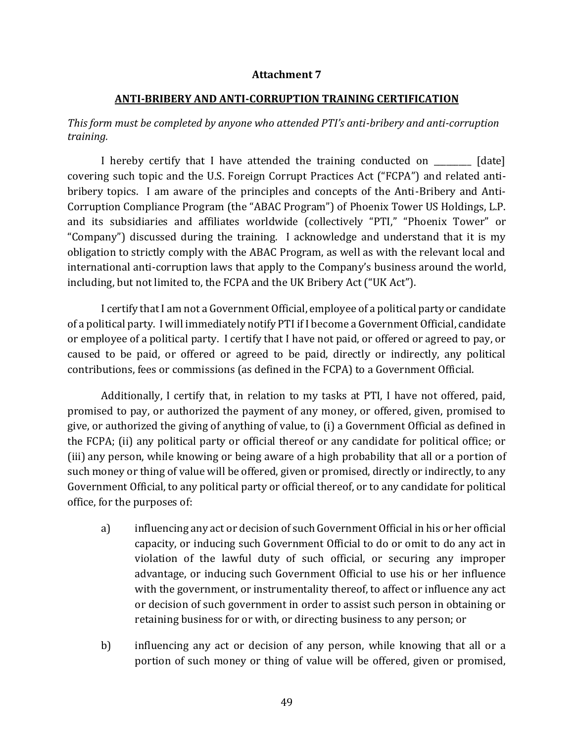**Attachment 7**

**ANTI-BRIBERY AND ANTI-CORRUPTION TRAINING CERTIFICATION**

*This form must be completed by anyone who attended PTI's anti-bribery and anti-corruption training.*

I hereby certify that I have attended the training conducted on _________ [date] covering such topic and the U.S. Foreign Corrupt Practices Act ("FCPA") and related anti-bribery topics. I am aware of the principles and concepts of the Anti-Bribery and Anti-Corruption Compliance Program (the "ABAC Program") of Phoenix Tower US Holdings, L.P. and its subsidiaries and affiliates worldwide (collectively "PTI," "Phoenix Tower" or "Company") discussed during the training. I acknowledge and understand that it is my obligation to strictly comply with the ABAC Program, as well as with the relevant local and international anti-corruption laws that apply to the Company's business around the world, including, but not limited to, the FCPA and the UK Bribery Act ("UK Act").

I certify that I am not a Government Official, employee of a political party or candidate of a political party. I will immediately notify PTI if I become a Government Official, candidate or employee of a political party. I certify that I have not paid, or offered or agreed to pay, or caused to be paid, or offered or agreed to be paid, directly or indirectly, any political contributions, fees or commissions (as defined in the FCPA) to a Government Official.

Additionally, I certify that, in relation to my tasks at PTI, I have not offered, paid, promised to pay, or authorized the payment of any money, or offered, given, promised to give, or authorized the giving of anything of value, to (i) a Government Official as defined in the FCPA; (ii) any political party or official thereof or any candidate for political office; or (iii) any person, while knowing or being aware of a high probability that all or a portion of such money or thing of value will be offered, given or promised, directly or indirectly, to any Government Official, to any political party or official thereof, or to any candidate for political office, for the purposes of:

a) influencing any act or decision of such Government Official in his or her official capacity, or inducing such Government Official to do or omit to do any act in violation of the lawful duty of such official, or securing any improper advantage, or inducing such Government Official to use his or her influence with the government, or instrumentality thereof, to affect or influence any act or decision of such government in order to assist such person in obtaining or retaining business for or with, or directing business to any person; or

b) influencing any act or decision of any person, while knowing that all or a portion of such money or thing of value will be offered, given or promised,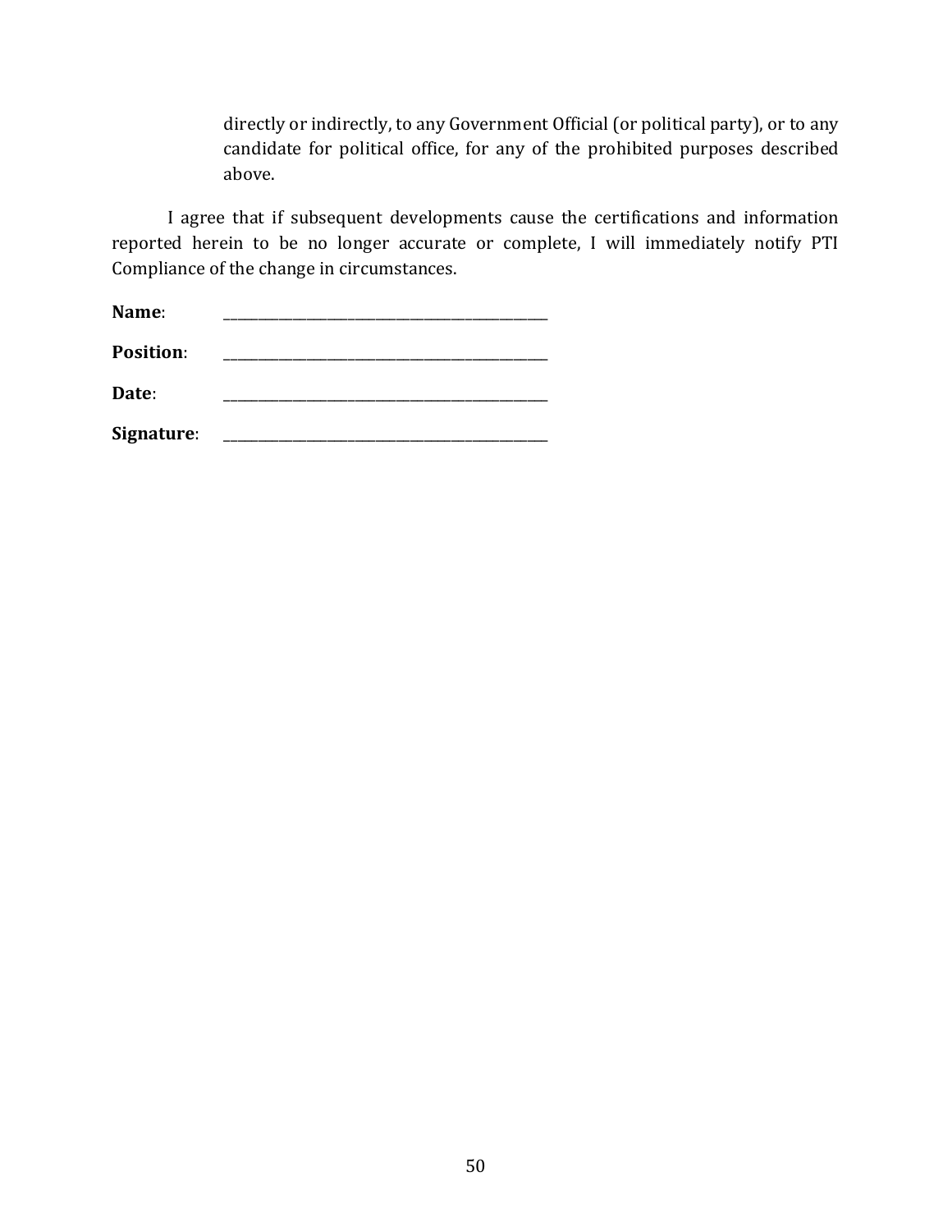directly or indirectly, to any Government Official (or political party), or to any candidate for political office, for any of the prohibited purposes described above.

I agree that if subsequent developments cause the certifications and information reported herein to be no longer accurate or complete, I will immediately notify PTI Compliance of the change in circumstances.

**Name**: ______________________________________________

**Position**: ______________________________________________

**Date**: ______________________________________________

**Signature**: ______________________________________________